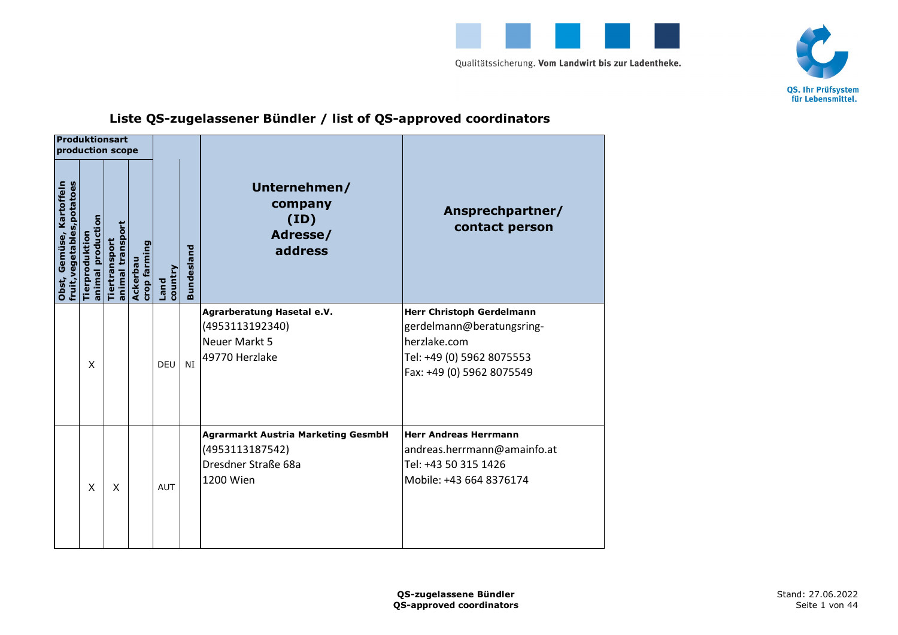## Liste QS-zugelassener Bündler / list of QS-approved coordinators

| Produktionsart production scope | | | | | | | |
|---|---|---|---|---|---|---|---|
| Obst, Gemüse, Kartoffeln fruit,vegetables,potatoes | Tierproduktion animal production | Tiertransport animal transport | Ackerbau crop farming | Land country | Bundesland | Unternehmen/ company (ID) Adresse/ address | Ansprechpartner/ contact person |
| | X | | | DEU | NI | **Agrarberatung Hasetal e.V.**<br>(4953113192340)<br>Neuer Markt 5<br>49770 Herzlake | **Herr Christoph Gerdelmann**<br>gerdelmann@beratungsring-herzlake.com<br>Tel: +49 (0) 5962 8075553<br>Fax: +49 (0) 5962 8075549 |
| | X | X | | AUT | | **Agrarmarkt Austria Marketing GesmbH**<br>(4953113187542)<br>Dresdner Straße 68a<br>1200 Wien | **Herr Andreas Herrmann**<br>andreas.herrmann@amainfo.at<br>Tel: +43 50 315 1426<br>Mobile: +43 664 8376174 |

QS-zugelassene Bündler
QS-approved coordinators

Stand: 27.06.2022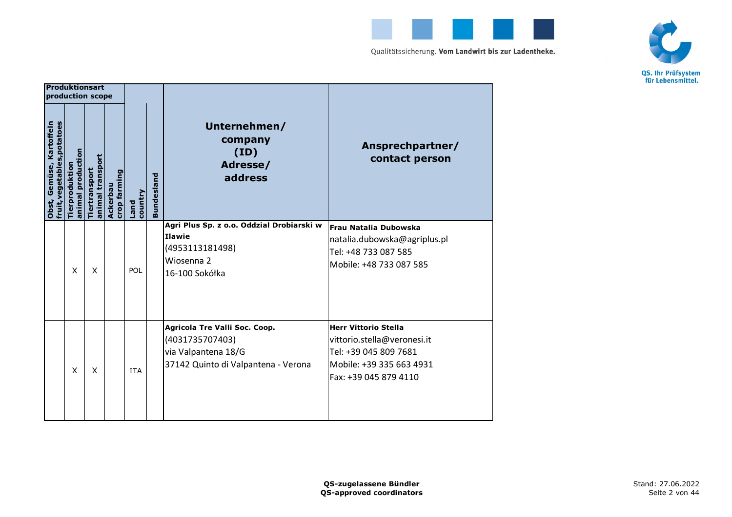| Produktionsart production scope | | | | | | | |
|---|---|---|---|---|---|---|---|
| Obst, Gemüse, Kartoffeln fruit,vegetables,potatoes | Tierproduktion animal production | Tiertransport animal transport | Ackerbau crop farming | Land country | Bundesland | Unternehmen/ company (ID) Adresse/ address | Ansprechpartner/ contact person |
| | X | X | | POL | | **Agri Plus Sp. z o.o. Oddzial Drobiarski w Ilawie**<br>(4953113181498)<br>Wiosenna 2<br>16-100 Sokółka | **Frau Natalia Dubowska**<br>natalia.dubowska@agriplus.pl<br>Tel: +48 733 087 585<br>Mobile: +48 733 087 585 |
| | X | X | | ITA | | **Agricola Tre Valli Soc. Coop.**<br>(4031735707403)<br>via Valpantena 18/G<br>37142 Quinto di Valpantena - Verona | **Herr Vittorio Stella**<br>vittorio.stella@veronesi.it<br>Tel: +39 045 809 7681<br>Mobile: +39 335 663 4931<br>Fax: +39 045 879 4110 |

**QS-zugelassene Bündler**
**QS-approved coordinators**

Stand: 27.06.2022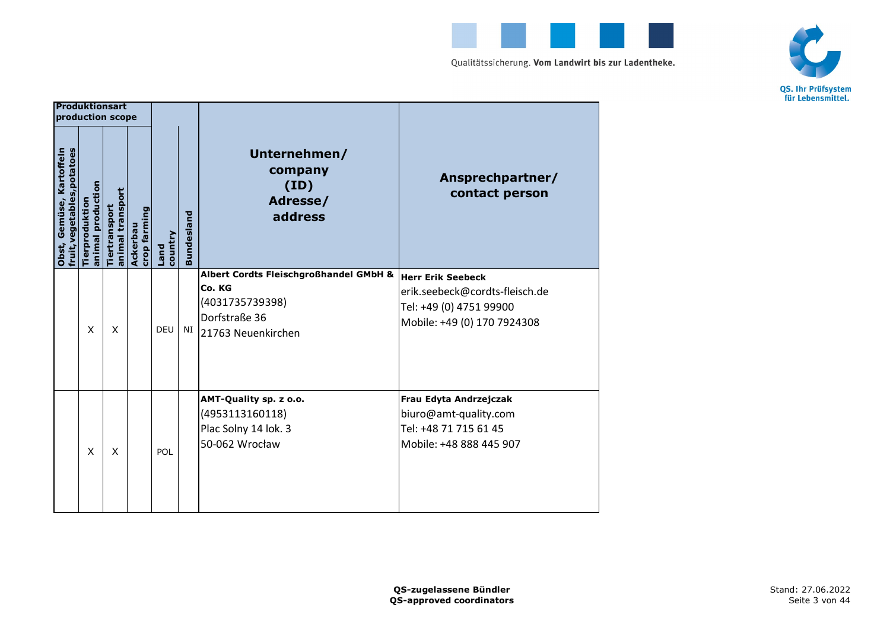| Produktionsart production scope | | | | | | | |
|---|---|---|---|---|---|---|---|
| Obst, Gemüse, Kartoffeln fruit, vegetables, potatoes | Tierproduktion animal production | Tiertransport animal transport | Ackerbau crop farming | Land country | Bundesland | Unternehmen/ company (ID) Adresse/ address | Ansprechpartner/ contact person |
| | X | X | | DEU | NI | **Albert Cordts Fleischgroßhandel GMbH & Co. KG**<br>(4031735739398)<br>Dorfstraße 36<br>21763 Neuenkirchen | **Herr Erik Seebeck**<br>erik.seebeck@cordts-fleisch.de<br>Tel: +49 (0) 4751 99900<br>Mobile: +49 (0) 170 7924308 |
| | X | X | | POL | | **AMT-Quality sp. z o.o.**<br>(4953113160118)<br>Plac Solny 14 lok. 3<br>50-062 Wrocław | **Frau Edyta Andrzejczak**<br>biuro@amt-quality.com<br>Tel: +48 71 715 61 45<br>Mobile: +48 888 445 907 |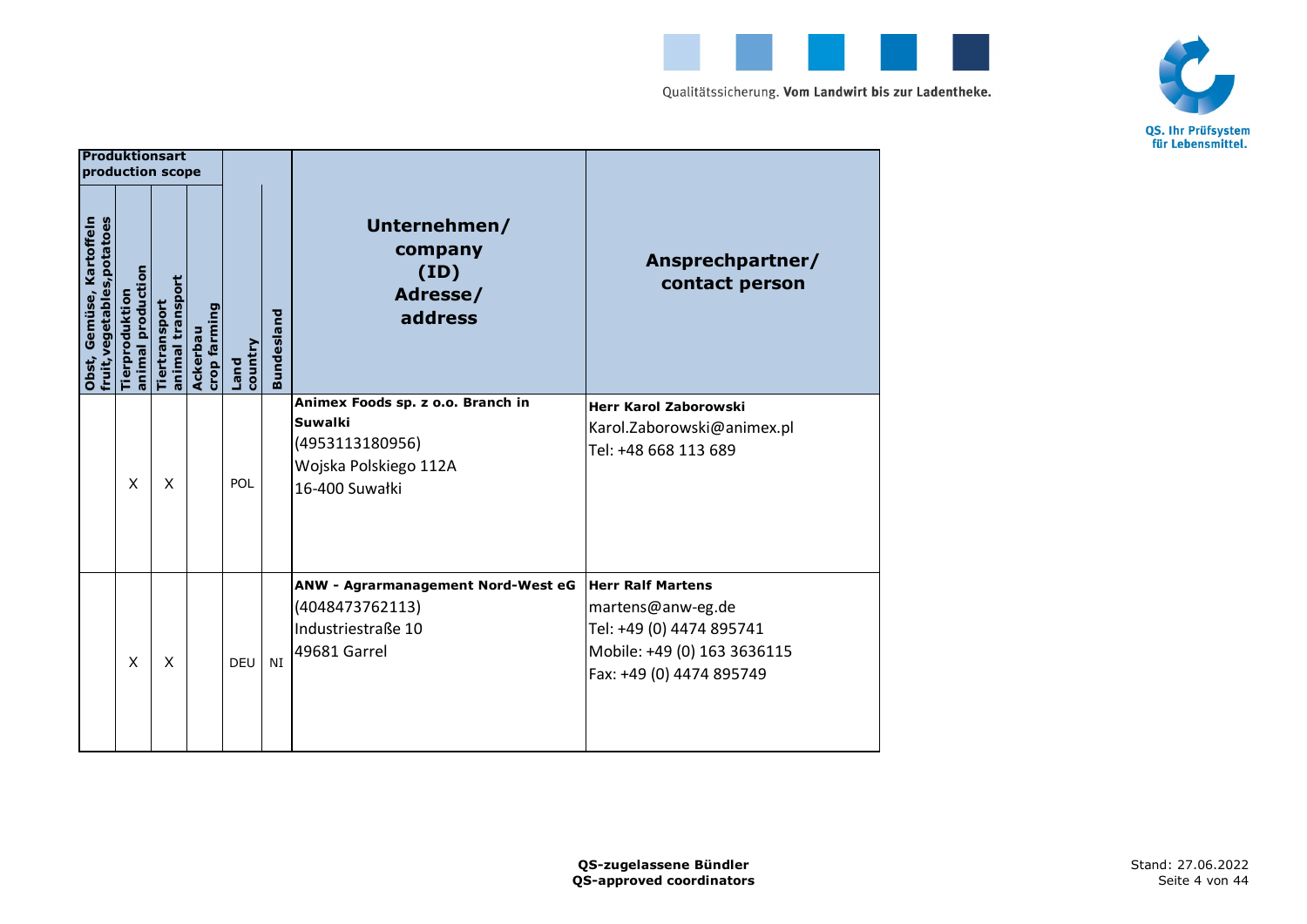| Produktionsart production scope | | | | | | | |
|---|---|---|---|---|---|---|---|
| Obst, Gemüse, Kartoffeln fruit,vegetables,potatoes | Tierproduktion animal production | Tiertransport animal transport | Ackerbau crop farming | Land country | Bundesland | Unternehmen/ company (ID) Adresse/ address | Ansprechpartner/ contact person |
| | X | X | | POL | | **Animex Foods sp. z o.o. Branch in Suwalki** (4953113180956) Wojska Polskiego 112A 16-400 Suwałki | **Herr Karol Zaborowski** Karol.Zaborowski@animex.pl Tel: +48 668 113 689 |
| | X | X | | DEU | NI | **ANW - Agrarmanagement Nord-West eG** (4048473762113) Industriestraße 10 49681 Garrel | **Herr Ralf Martens** martens@anw-eg.de Tel: +49 (0) 4474 895741 Mobile: +49 (0) 163 3636115 Fax: +49 (0) 4474 895749 |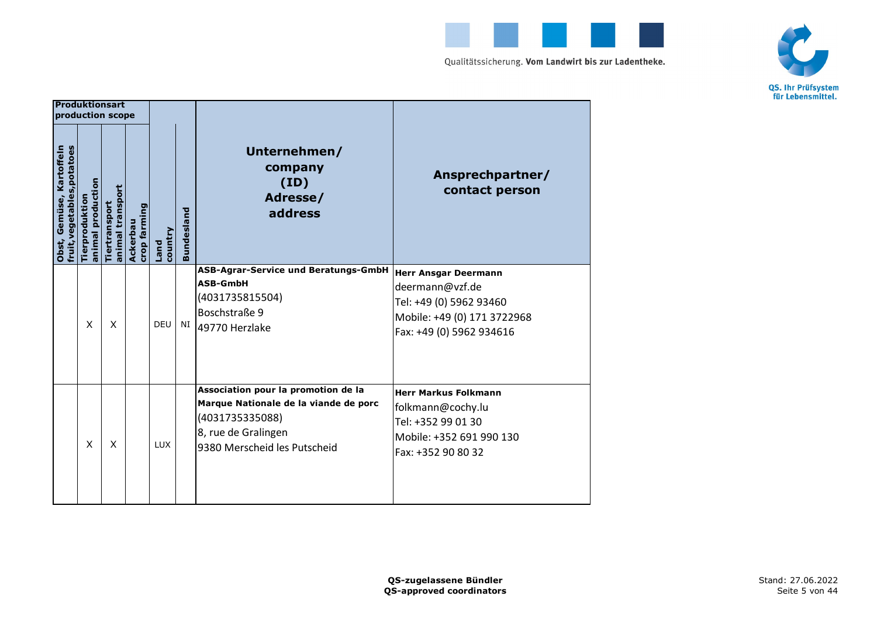| Produktionsart production scope | | | | | | | |
|---|---|---|---|---|---|---|---|
| Obst, Gemüse, Kartoffeln fruit,vegetables,potatoes | Tierproduktion animal production | Tiertransport animal transport | Ackerbau crop farming | Land country | Bundesland | Unternehmen/ company (ID) Adresse/ address | Ansprechpartner/ contact person |
| | X | X | | DEU | NI | **ASB-Agrar-Service und Beratungs-GmbH**<br>**ASB-GmbH**<br>(4031735815504)<br>Boschstraße 9<br>49770 Herzlake | **Herr Ansgar Deermann**<br>deermann@vzf.de<br>Tel: +49 (0) 5962 93460<br>Mobile: +49 (0) 171 3722968<br>Fax: +49 (0) 5962 934616 |
| | X | X | | LUX | | **Association pour la promotion de la Marque Nationale de la viande de porc**<br>(4031735335088)<br>8, rue de Gralingen<br>9380 Merscheid les Putscheid | **Herr Markus Folkmann**<br>folkmann@cochy.lu<br>Tel: +352 99 01 30<br>Mobile: +352 691 990 130<br>Fax: +352 90 80 32 |

**QS-zugelassene Bündler**
**QS-approved coordinators**

Stand: 27.06.2022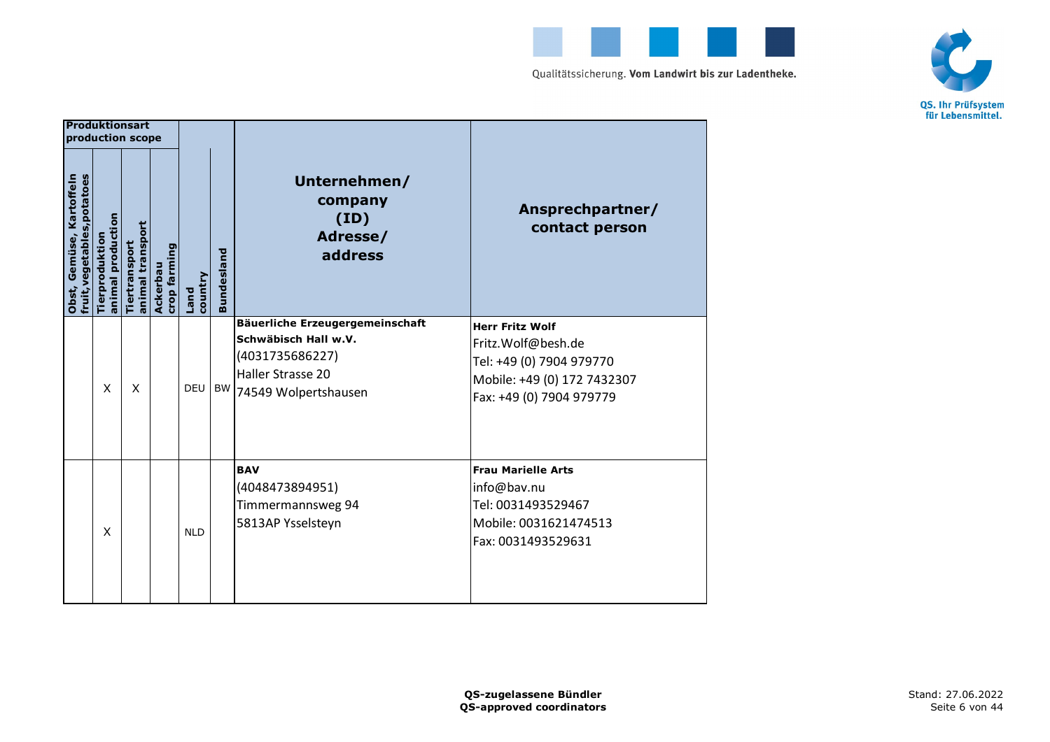| Produktionsart production scope | | | | | | Unternehmen/ company (ID) Adresse/ address | Ansprechpartner/ contact person |
|---|---|---|---|---|---|---|---|
| Obst, Gemüse, Kartoffeln fruit,vegetables,potatoes | Tierproduktion animal production | Tiertransport animal transport | Ackerbau crop farming | Land country | Bundesland | | |
| | X | X | | DEU | BW | **Bäuerliche Erzeugergemeinschaft Schwäbisch Hall w.V.** (4031735686227) Haller Strasse 20 74549 Wolpertshausen | **Herr Fritz Wolf** Fritz.Wolf@besh.de Tel: +49 (0) 7904 979770 Mobile: +49 (0) 172 7432307 Fax: +49 (0) 7904 979779 |
| | X | | | NLD | | **BAV** (4048473894951) Timmermannsweg 94 5813AP Ysselsteyn | **Frau Marielle Arts** info@bav.nu Tel: 0031493529467 Mobile: 0031621474513 Fax: 0031493529631 |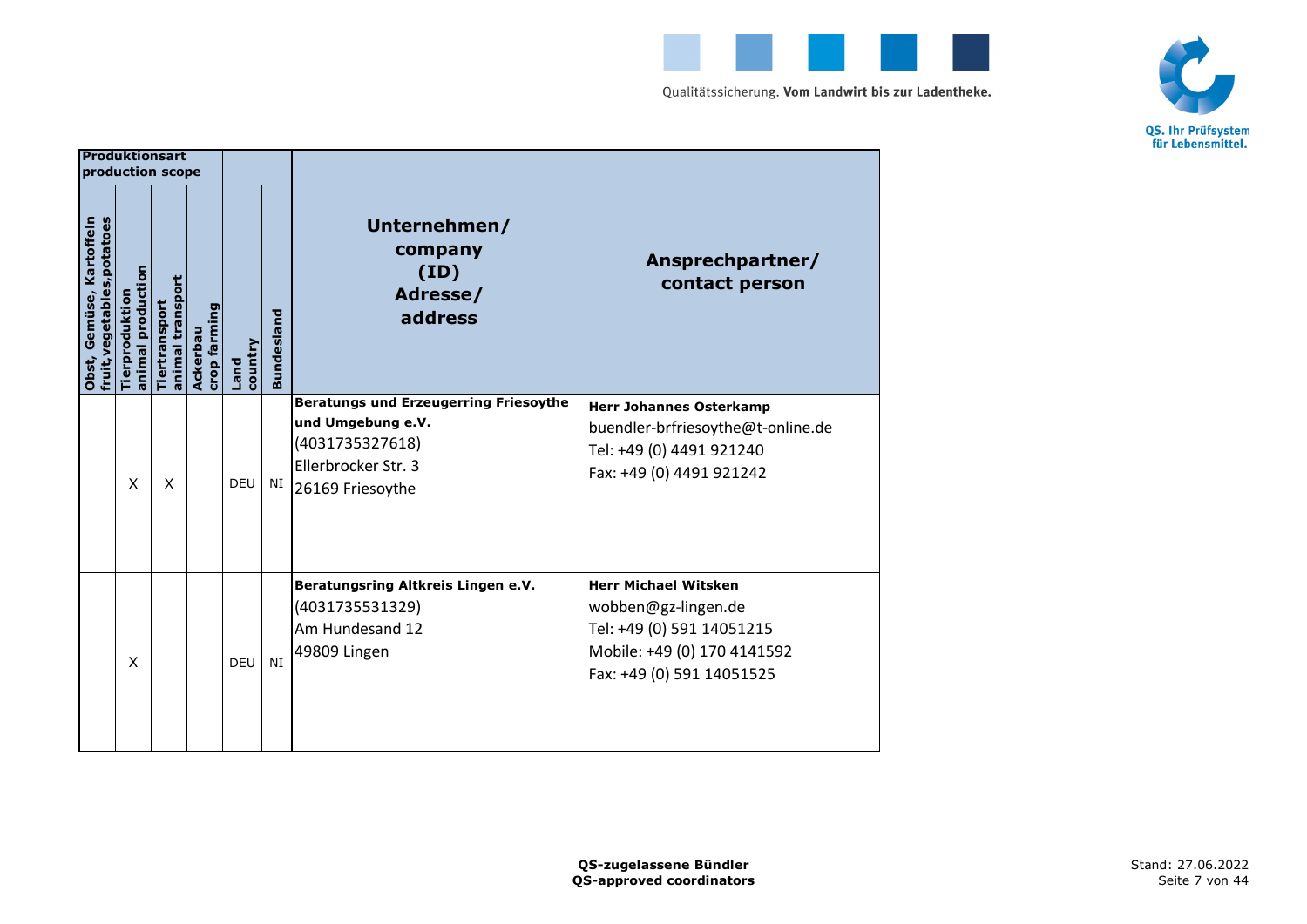| Produktionsart production scope | | | | | | | |
|---|---|---|---|---|---|---|---|
| Obst, Gemüse, Kartoffeln fruit,vegetables,potatoes | Tierproduktion animal production | Tiertransport animal transport | Ackerbau crop farming | Land country | Bundesland | Unternehmen/ company (ID) Adresse/ address | Ansprechpartner/ contact person |
| | X | X | | DEU | NI | **Beratungs und Erzeugerring Friesoythe und Umgebung e.V.**<br>(4031735327618)<br>Ellerbrocker Str. 3<br>26169 Friesoythe | **Herr Johannes Osterkamp**<br>buendler-brfriesoythe@t-online.de<br>Tel: +49 (0) 4491 921240<br>Fax: +49 (0) 4491 921242 |
| | X | | | DEU | NI | **Beratungsring Altkreis Lingen e.V.**<br>(4031735531329)<br>Am Hundesand 12<br>49809 Lingen | **Herr Michael Witsken**<br>wobben@gz-lingen.de<br>Tel: +49 (0) 591 14051215<br>Mobile: +49 (0) 170 4141592<br>Fax: +49 (0) 591 14051525 |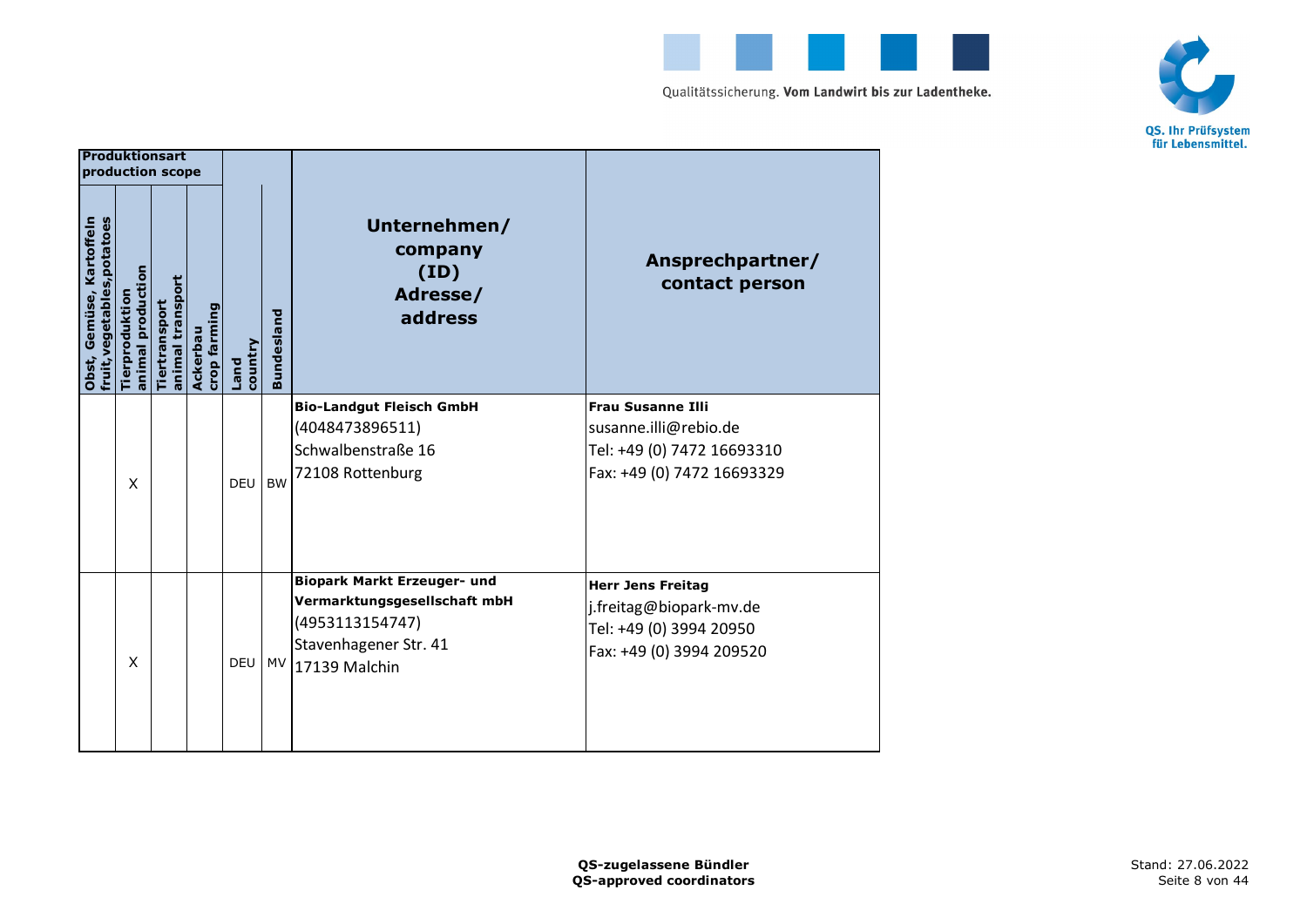| Produktionsart production scope | | | | | | | | |
|---|---|---|---|---|---|---|---|---|
| Obst, Gemüse, Kartoffeln fruit,vegetables,potatoes | Tierproduktion animal production | Tiertransport animal transport | Ackerbau crop farming | Land country | Bundesland | Unternehmen/ company (ID) Adresse/ address | Ansprechpartner/ contact person |
| | X | | | DEU | BW | **Bio-Landgut Fleisch GmbH** (4048473896511) Schwalbenstraße 16 72108 Rottenburg | **Frau Susanne Illi** susanne.illi@rebio.de Tel: +49 (0) 7472 16693310 Fax: +49 (0) 7472 16693329 |
| | X | | | DEU | MV | **Biopark Markt Erzeuger- und Vermarktungsgesellschaft mbH** (4953113154747) Stavenhagener Str. 41 17139 Malchin | **Herr Jens Freitag** j.freitag@biopark-mv.de Tel: +49 (0) 3994 20950 Fax: +49 (0) 3994 209520 |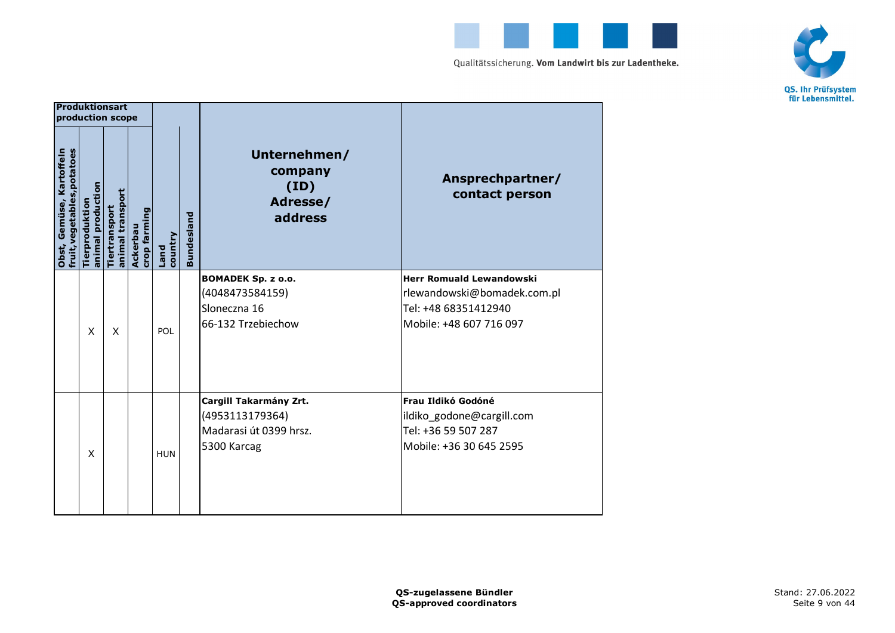| Produktionsart production scope | | | | | | | |
|---|---|---|---|---|---|---|---|
| Obst, Gemüse, Kartoffeln fruit,vegetables,potatoes | Tierproduktion animal production | Tiertransport animal transport | Ackerbau crop farming | Land country | Bundesland | Unternehmen/ company (ID) Adresse/ address | Ansprechpartner/ contact person |
| | X | X | | POL | | **BOMADEK Sp. z o.o.**<br>(4048473584159)<br>Sloneczna 16<br>66-132 Trzebiechow | **Herr Romuald Lewandowski**<br>rlewandowski@bomadek.com.pl<br>Tel: +48 68351412940<br>Mobile: +48 607 716 097 |
| | X | | | HUN | | **Cargill Takarmány Zrt.**<br>(4953113179364)<br>Madarasi út 0399 hrsz.<br>5300 Karcag | **Frau Ildikó Godóné**<br>ildiko_godone@cargill.com<br>Tel: +36 59 507 287<br>Mobile: +36 30 645 2595 |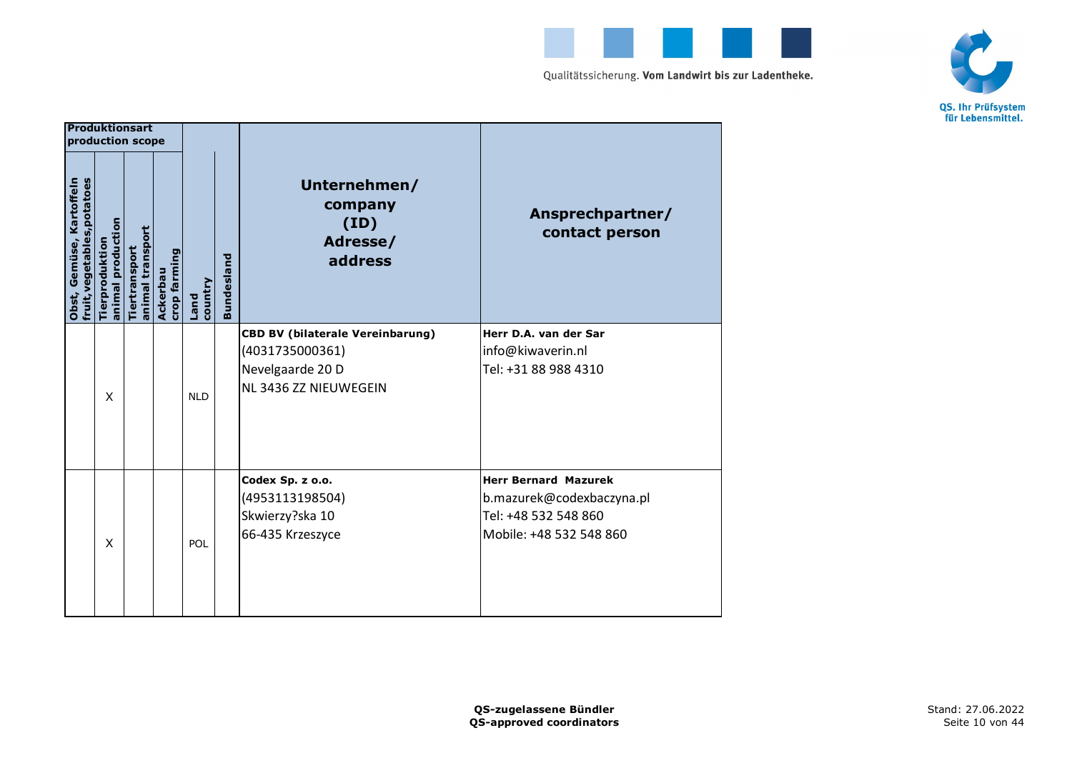| Produktionsart production scope | | | | | | | |
|---|---|---|---|---|---|---|---|
| Obst, Gemüse, Kartoffeln fruit,vegetables,potatoes | Tierproduktion animal production | Tiertransport animal transport | Ackerbau crop farming | Land country | Bundesland | Unternehmen/ company (ID) Adresse/ address | Ansprechpartner/ contact person |
| | X | | | NLD | | **CBD BV (bilaterale Vereinbarung)**<br>(4031735000361)<br>Nevelgaarde 20 D<br>NL 3436 ZZ NIEUWEGEIN | **Herr D.A. van der Sar**<br>info@kiwaverin.nl<br>Tel: +31 88 988 4310 |
| | X | | | POL | | **Codex Sp. z o.o.**<br>(4953113198504)<br>Skwierzy?ska 10<br>66-435 Krzeszyce | **Herr Bernard  Mazurek**<br>b.mazurek@codexbaczyna.pl<br>Tel: +48 532 548 860<br>Mobile: +48 532 548 860 |

**QS-zugelassene Bündler**
**QS-approved coordinators**

Stand: 27.06.2022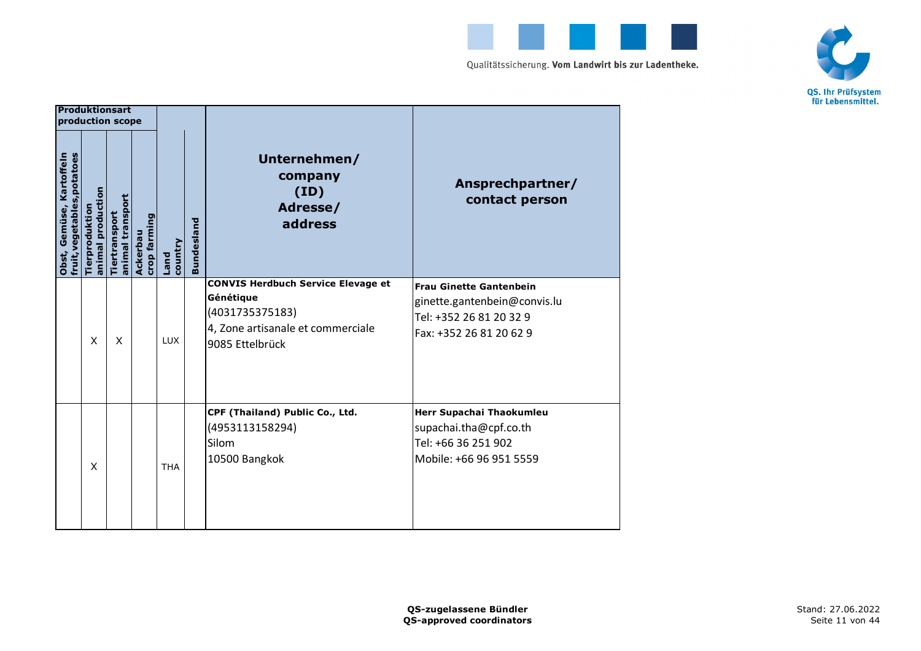| Produktionsart production scope | | | | | | | |
|---|---|---|---|---|---|---|---|
| Obst, Gemüse, Kartoffeln fruit,vegetables,potatoes | Tierproduktion animal production | Tiertransport animal transport | Ackerbau crop farming | Land country | Bundesland | Unternehmen/ company (ID) Adresse/ address | Ansprechpartner/ contact person |
| | X | X | | LUX | | **CONVIS Herdbuch Service Elevage et Génétique**<br>(4031735375183)<br>4, Zone artisanale et commerciale<br>9085 Ettelbrück | **Frau Ginette Gantenbein**<br>ginette.gantenbein@convis.lu<br>Tel: +352 26 81 20 32 9<br>Fax: +352 26 81 20 62 9 |
| | X | | | THA | | **CPF (Thailand) Public Co., Ltd.**<br>(4953113158294)<br>Silom<br>10500 Bangkok | **Herr Supachai Thaokumleu**<br>supachai.tha@cpf.co.th<br>Tel: +66 36 251 902<br>Mobile: +66 96 951 5559 |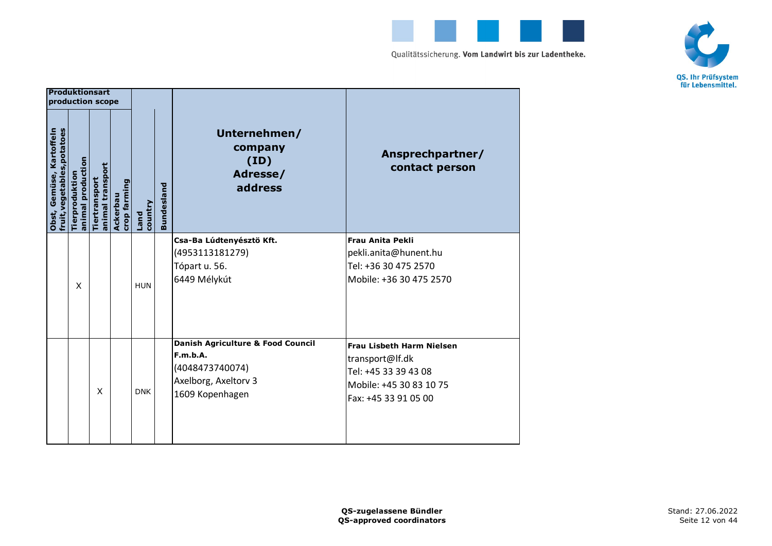| Produktionsart production scope | | | | | | | |
|---|---|---|---|---|---|---|---|
| Obst, Gemüse, Kartoffeln fruit,vegetables,potatoes | Tierproduktion animal production | Tiertransport animal transport | Ackerbau crop farming | Land country | Bundesland | Unternehmen/ company (ID) Adresse/ address | Ansprechpartner/ contact person |
| | X | | | HUN | | **Csa-Ba Lúdtenyésztö Kft.** (4953113181279) Tópart u. 56. 6449 Mélykút | **Frau Anita Pekli** pekli.anita@hunent.hu Tel: +36 30 475 2570 Mobile: +36 30 475 2570 |
| | | X | | DNK | | **Danish Agriculture & Food Council F.m.b.A.** (4048473740074) Axelborg, Axeltorv 3 1609 Kopenhagen | **Frau Lisbeth Harm Nielsen** transport@lf.dk Tel: +45 33 39 43 08 Mobile: +45 30 83 10 75 Fax: +45 33 91 05 00 |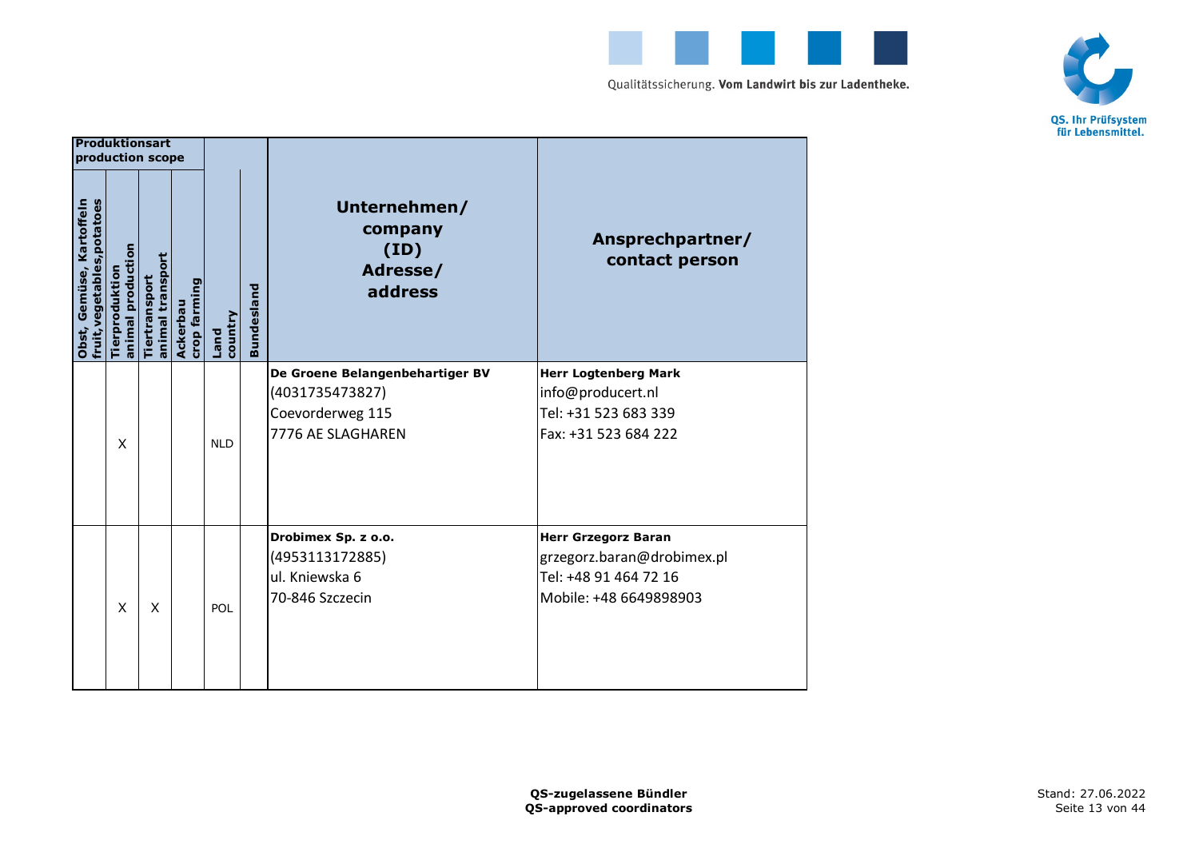| Produktionsart production scope | | | | | | | |
|---|---|---|---|---|---|---|---|
| Obst, Gemüse, Kartoffeln fruit,vegetables,potatoes | Tierproduktion animal production | Tiertransport animal transport | Ackerbau crop farming | Land country | Bundesland | Unternehmen/ company (ID) Adresse/ address | Ansprechpartner/ contact person |
| | X | | | NLD | | **De Groene Belangenbehartiger BV**<br>(4031735473827)<br>Coevorderweg 115<br>7776 AE SLAGHAREN | **Herr Logtenberg Mark**<br>info@producert.nl<br>Tel: +31 523 683 339<br>Fax: +31 523 684 222 |
| | X | X | | POL | | **Drobimex Sp. z o.o.**<br>(4953113172885)<br>ul. Kniewska 6<br>70-846 Szczecin | **Herr Grzegorz Baran**<br>grzegorz.baran@drobimex.pl<br>Tel: +48 91 464 72 16<br>Mobile: +48 6649898903 |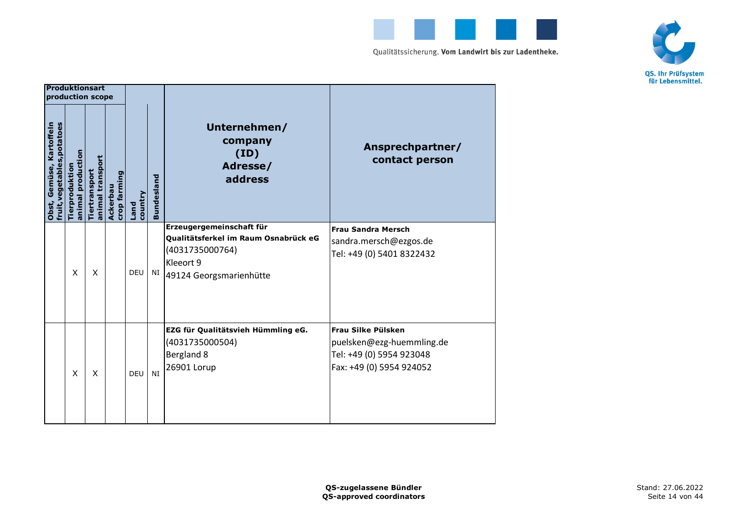| Produktionsart production scope | | | | | | | |
|---|---|---|---|---|---|---|---|
| Obst, Gemüse, Kartoffeln fruit,vegetables,potatoes | Tierproduktion animal production | Tiertransport animal transport | Ackerbau crop farming | Land country | Bundesland | Unternehmen/ company (ID) Adresse/ address | Ansprechpartner/ contact person |
| | X | X | | DEU | NI | **Erzeugergemeinschaft für Qualitätsferkel im Raum Osnabrück eG**<br>(4031735000764)<br>Kleeort 9<br>49124 Georgsmarienhütte | **Frau Sandra Mersch**<br>sandra.mersch@ezgos.de<br>Tel: +49 (0) 5401 8322432 |
| | X | X | | DEU | NI | **EZG für Qualitätsvieh Hümmling eG.**<br>(4031735000504)<br>Bergland 8<br>26901 Lorup | **Frau Silke Pülsken**<br>puelsken@ezg-huemmling.de<br>Tel: +49 (0) 5954 923048<br>Fax: +49 (0) 5954 924052 |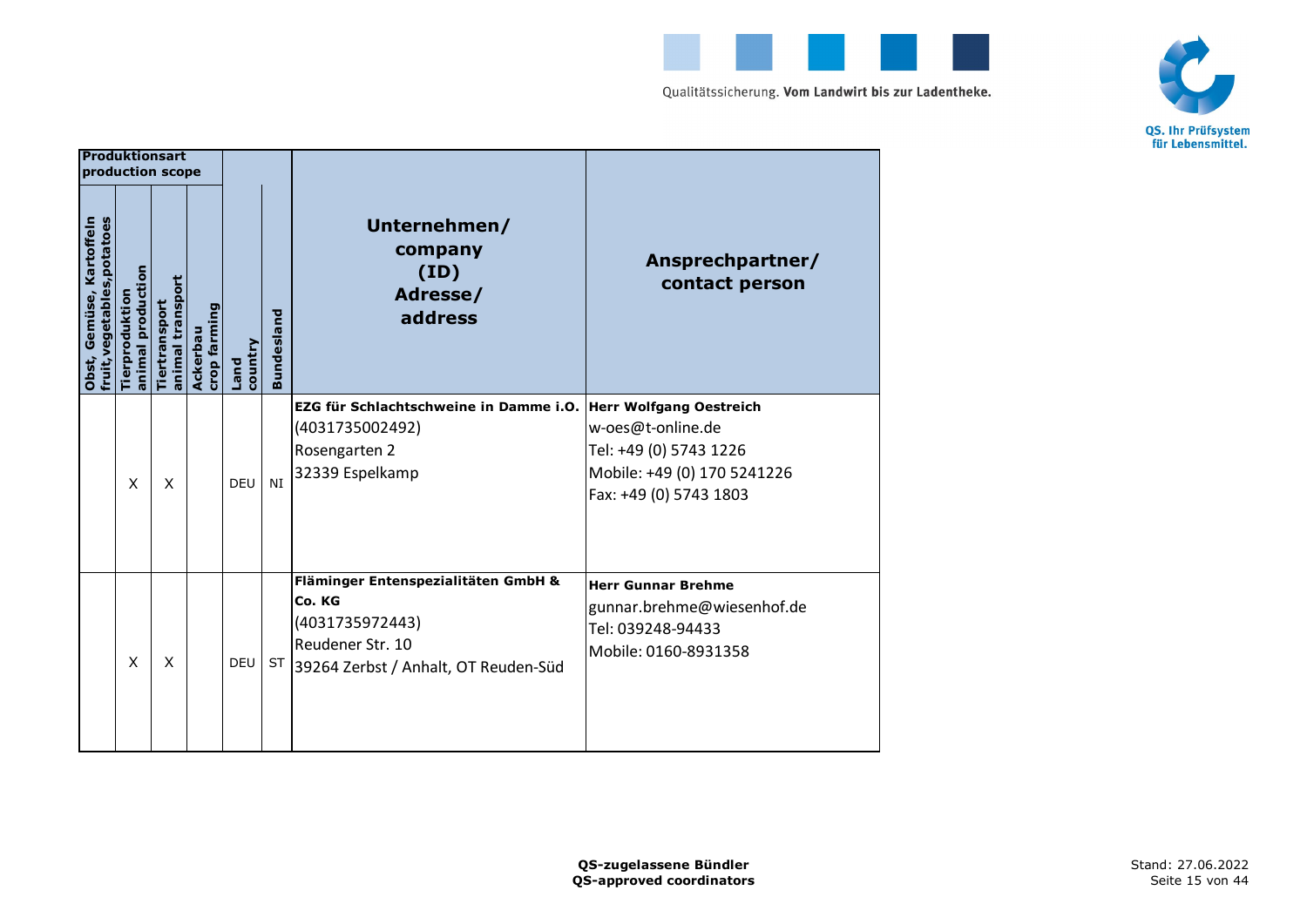| Produktionsart production scope | | | | | | | |
|---|---|---|---|---|---|---|---|
| Obst, Gemüse, Kartoffeln fruit,vegetables,potatoes | Tierproduktion animal production | Tiertransport animal transport | Ackerbau crop farming | Land country | Bundesland | Unternehmen/ company (ID) Adresse/ address | Ansprechpartner/ contact person |
| | X | X | | DEU | NI | **EZG für Schlachtschweine in Damme i.O.**<br>(4031735002492)<br>Rosengarten 2<br>32339 Espelkamp | **Herr Wolfgang Oestreich**<br>w-oes@t-online.de<br>Tel: +49 (0) 5743 1226<br>Mobile: +49 (0) 170 5241226<br>Fax: +49 (0) 5743 1803 |
| | X | X | | DEU | ST | **Fläminger Entenspezialitäten GmbH & Co. KG**<br>(4031735972443)<br>Reudener Str. 10<br>39264 Zerbst / Anhalt, OT Reuden-Süd | **Herr Gunnar Brehme**<br>gunnar.brehme@wiesenhof.de<br>Tel: 039248-94433<br>Mobile: 0160-8931358 |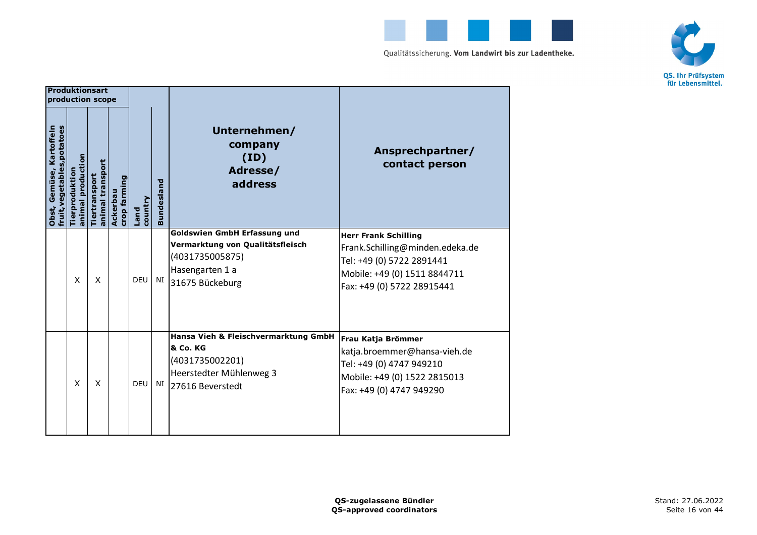| Produktionsart production scope | | | | | | | |
|---|---|---|---|---|---|---|---|
| Obst, Gemüse, Kartoffeln fruit,vegetables,potatoes | Tierproduktion animal production | Tiertransport animal transport | Ackerbau crop farming | Land country | Bundesland | Unternehmen/ company (ID) Adresse/ address | Ansprechpartner/ contact person |
| | X | X | | DEU | NI | **Goldswien GmbH Erfassung und Vermarktung von Qualitätsfleisch**<br>(4031735005875)<br>Hasengarten 1 a<br>31675 Bückeburg | **Herr Frank Schilling**<br>Frank.Schilling@minden.edeka.de<br>Tel: +49 (0) 5722 2891441<br>Mobile: +49 (0) 1511 8844711<br>Fax: +49 (0) 5722 28915441 |
| | X | X | | DEU | NI | **Hansa Vieh & Fleischvermarktung GmbH & Co. KG**<br>(4031735002201)<br>Heerstedter Mühlenweg 3<br>27616 Beverstedt | **Frau Katja Brömmer**<br>katja.broemmer@hansa-vieh.de<br>Tel: +49 (0) 4747 949210<br>Mobile: +49 (0) 1522 2815013<br>Fax: +49 (0) 4747 949290 |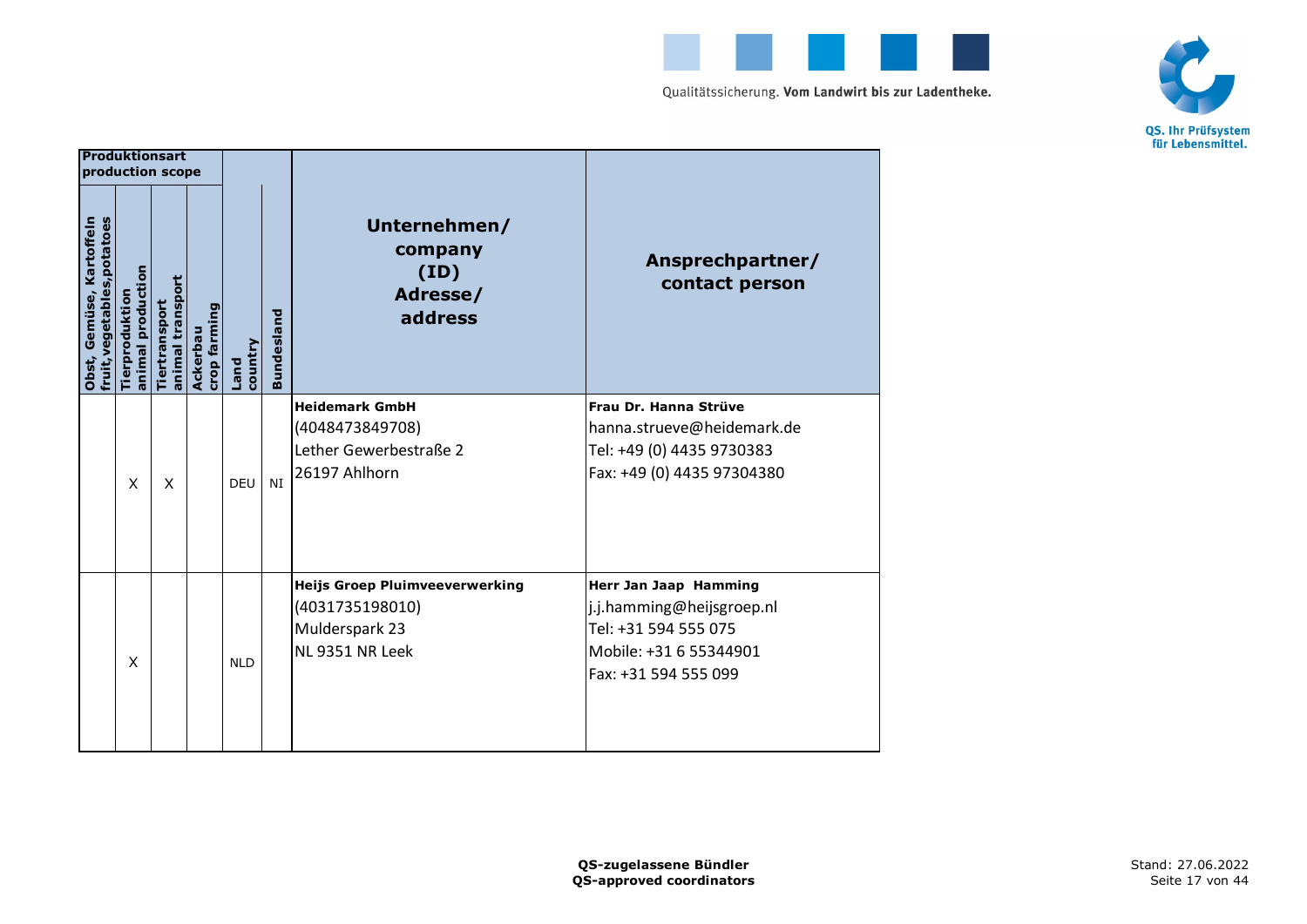| Produktionsart production scope | | | | | | | |
|---|---|---|---|---|---|---|---|
| Obst, Gemüse, Kartoffeln fruit,vegetables,potatoes | Tierproduktion animal production | Tiertransport animal transport | Ackerbau crop farming | Land country | Bundesland | Unternehmen/ company (ID) Adresse/ address | Ansprechpartner/ contact person |
| | X | X | | DEU | NI | **Heidemark GmbH**<br>(4048473849708)<br>Lether Gewerbestraße 2<br>26197 Ahlhorn | **Frau Dr. Hanna Strüve**<br>hanna.strueve@heidemark.de<br>Tel: +49 (0) 4435 9730383<br>Fax: +49 (0) 4435 97304380 |
| | X | | | NLD | | **Heijs Groep Pluimveeverwerking**<br>(4031735198010)<br>Mulderspark 23<br>NL 9351 NR Leek | **Herr Jan Jaap Hamming**<br>j.j.hamming@heijsgroep.nl<br>Tel: +31 594 555 075<br>Mobile: +31 6 55344901<br>Fax: +31 594 555 099 |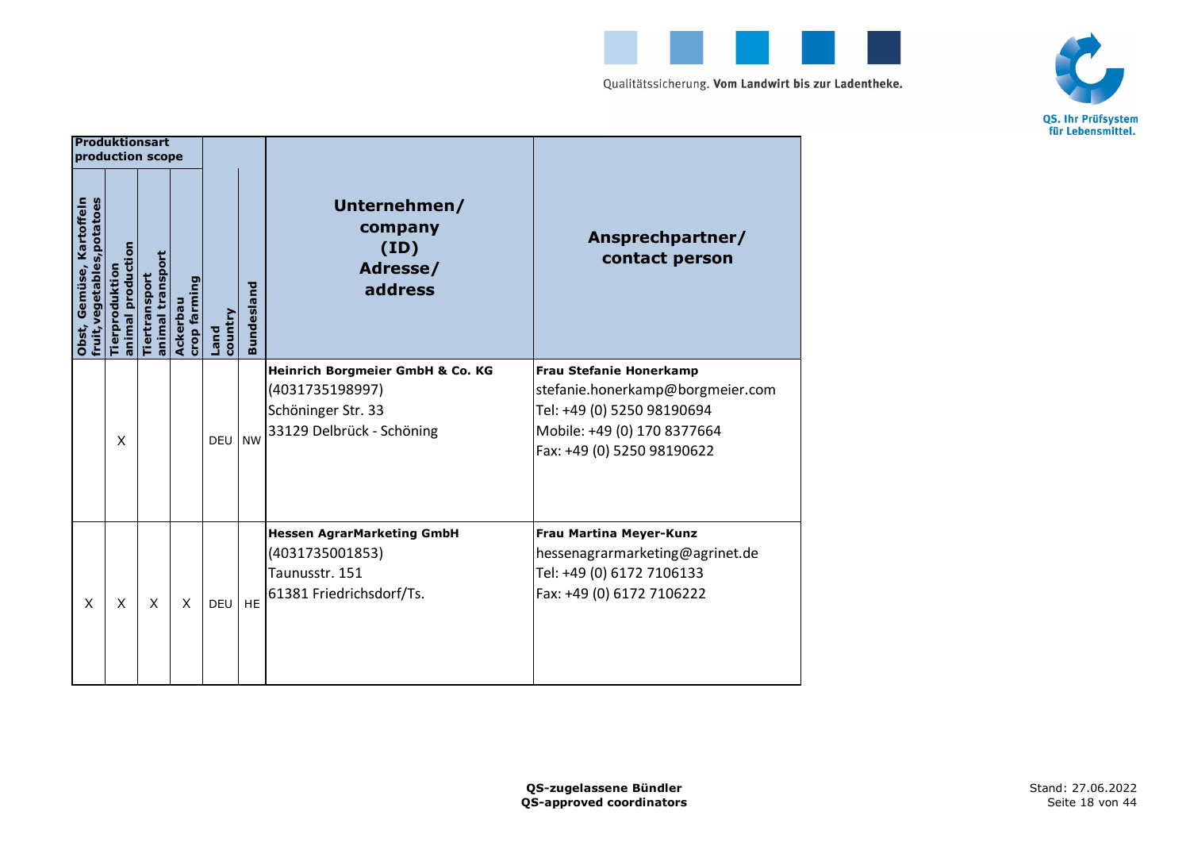| Produktionsart production scope | | | | | | | |
|---|---|---|---|---|---|---|---|
| Obst, Gemüse, Kartoffeln fruit,vegetables,potatoes | Tierproduktion animal production | Tiertransport animal transport | Ackerbau crop farming | Land country | Bundesland | Unternehmen/ company (ID) Adresse/ address | Ansprechpartner/ contact person |
| | X | | | DEU | NW | **Heinrich Borgmeier GmbH & Co. KG**<br>(4031735198997)<br>Schöninger Str. 33<br>33129 Delbrück - Schöning | **Frau Stefanie Honerkamp**<br>stefanie.honerkamp@borgmeier.com<br>Tel: +49 (0) 5250 98190694<br>Mobile: +49 (0) 170 8377664<br>Fax: +49 (0) 5250 98190622 |
| X | X | X | X | DEU | HE | **Hessen AgrarMarketing GmbH**<br>(4031735001853)<br>Taunusstr. 151<br>61381 Friedrichsdorf/Ts. | **Frau Martina Meyer-Kunz**<br>hessenagrarmarketing@agrinet.de<br>Tel: +49 (0) 6172 7106133<br>Fax: +49 (0) 6172 7106222 |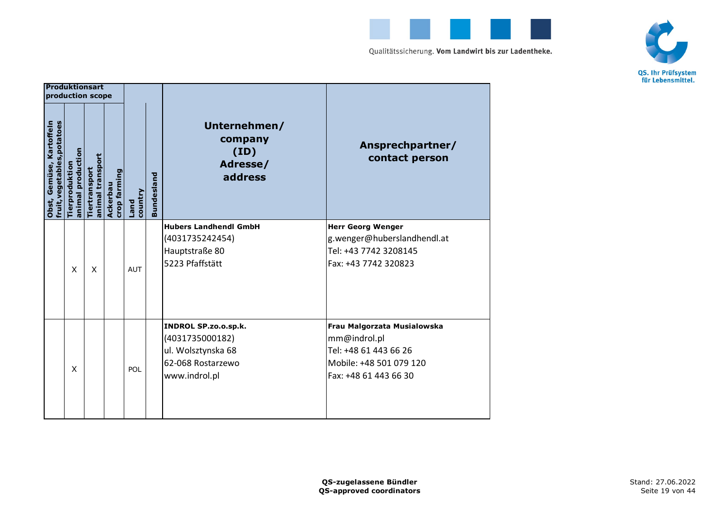| Produktionsart production scope | | | | | | | |
|---|---|---|---|---|---|---|---|
| Obst, Gemüse, Kartoffeln fruit,vegetables,potatoes | Tierproduktion animal production | Tiertransport animal transport | Ackerbau crop farming | Land country | Bundesland | Unternehmen/ company (ID) Adresse/ address | Ansprechpartner/ contact person |
| | X | X | | AUT | | **Hubers Landhendl GmbH**<br>(4031735242454)<br>Hauptstraße 80<br>5223 Pfaffstätt | **Herr Georg Wenger**<br>g.wenger@huberslandhendl.at<br>Tel: +43 7742 3208145<br>Fax: +43 7742 320823 |
| | X | | | POL | | **INDROL SP.zo.o.sp.k.**<br>(4031735000182)<br>ul. Wolsztynska 68<br>62-068 Rostarzewo<br>www.indrol.pl | **Frau Malgorzata Musialowska**<br>mm@indrol.pl<br>Tel: +48 61 443 66 26<br>Mobile: +48 501 079 120<br>Fax: +48 61 443 66 30 |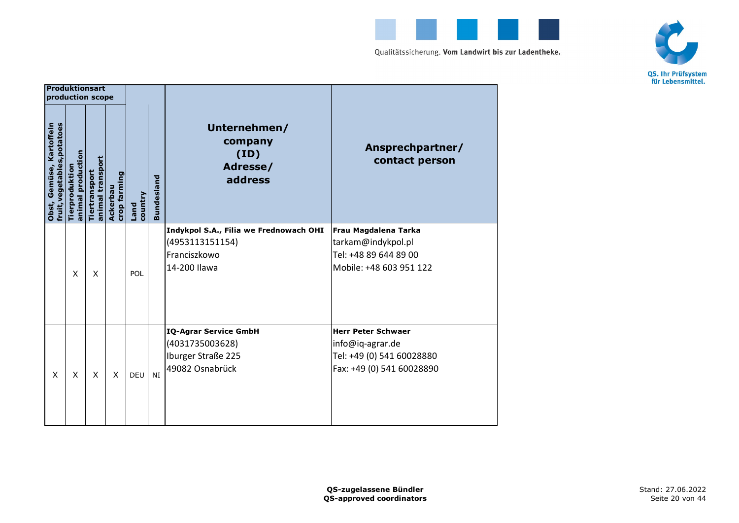| Produktionsart production scope | | | | | | | |
|---|---|---|---|---|---|---|---|
| Obst, Gemüse, Kartoffeln fruit,vegetables,potatoes | Tierproduktion animal production | Tiertransport animal transport | Ackerbau crop farming | Land country | Bundesland | Unternehmen/ company (ID) Adresse/ address | Ansprechpartner/ contact person |
| | X | X | | POL | | **Indykpol S.A., Filia we Frednowach OHI**<br>(4953113151154)<br>Franciszkowo<br>14-200 Ilawa | **Frau Magdalena Tarka**<br>tarkam@indykpol.pl<br>Tel: +48 89 644 89 00<br>Mobile: +48 603 951 122 |
| X | X | X | X | DEU | NI | **IQ-Agrar Service GmbH**<br>(4031735003628)<br>Iburger Straße 225<br>49082 Osnabrück | **Herr Peter Schwaer**<br>info@iq-agrar.de<br>Tel: +49 (0) 541 60028880<br>Fax: +49 (0) 541 60028890 |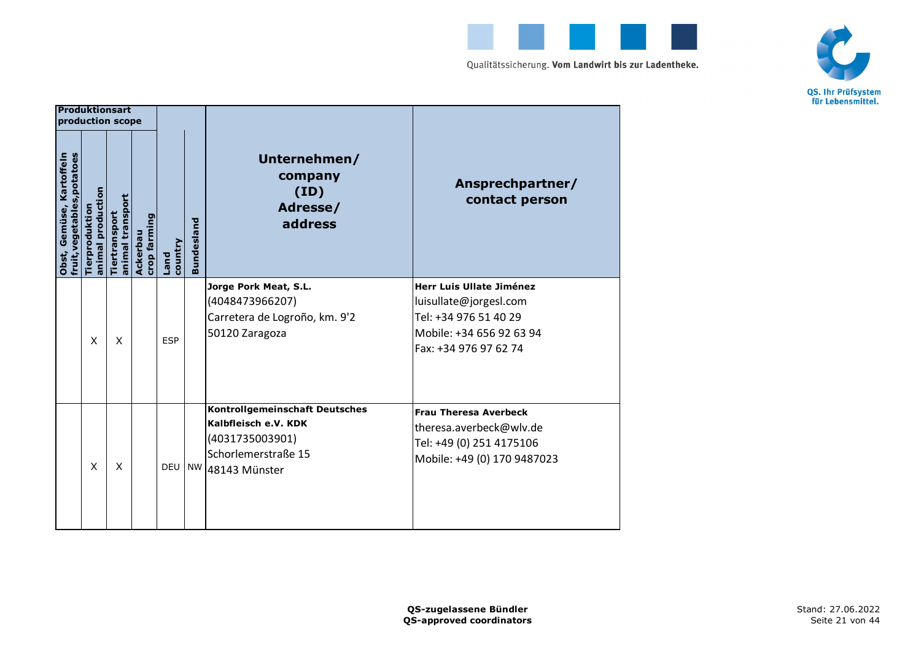| Produktionsart production scope | | | | | | | |
|---|---|---|---|---|---|---|---|
| Obst, Gemüse, Kartoffeln fruit, vegetables, potatoes | Tierproduktion animal production | Tiertransport animal transport | Ackerbau crop farming | Land country | Bundesland | Unternehmen/ company (ID) Adresse/ address | Ansprechpartner/ contact person |
| | X | X | | ESP | | **Jorge Pork Meat, S.L.**<br>(4048473966207)<br>Carretera de Logroño, km. 9'2<br>50120 Zaragoza | **Herr Luis Ullate Jiménez**<br>luisullate@jorgesl.com<br>Tel: +34 976 51 40 29<br>Mobile: +34 656 92 63 94<br>Fax: +34 976 97 62 74 |
| | X | X | | DEU | NW | **Kontrollgemeinschaft Deutsches Kalbfleisch e.V. KDK**<br>(4031735003901)<br>Schorlemerstraße 15<br>48143 Münster | **Frau Theresa Averbeck**<br>theresa.averbeck@wlv.de<br>Tel: +49 (0) 251 4175106<br>Mobile: +49 (0) 170 9487023 |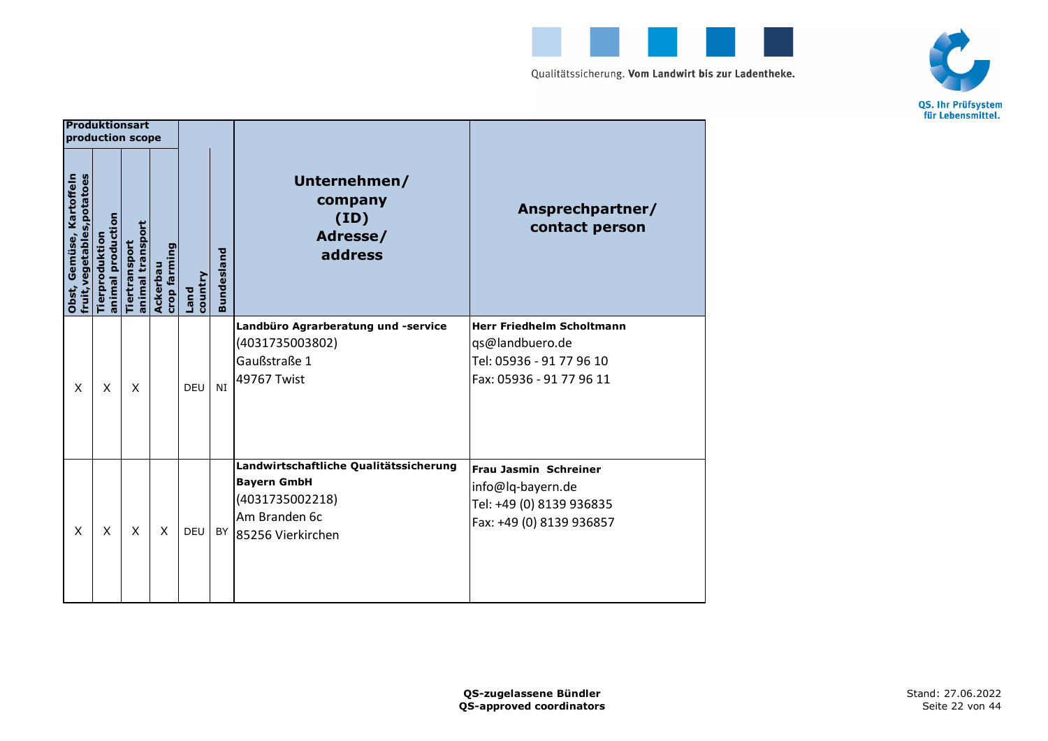| Produktionsart production scope | | | | | | | |
|---|---|---|---|---|---|---|---|
| Obst, Gemüse, Kartoffeln fruit,vegetables,potatoes | Tierproduktion animal production | Tiertransport animal transport | Ackerbau crop farming | Land country | Bundesland | Unternehmen/ company (ID) Adresse/ address | Ansprechpartner/ contact person |
| X | X | X | | DEU | NI | **Landbüro Agrarberatung und -service**<br>(4031735003802)<br>Gaußstraße 1<br>49767 Twist | **Herr Friedhelm Scholtmann**<br>qs@landbuero.de<br>Tel: 05936 - 91 77 96 10<br>Fax: 05936 - 91 77 96 11 |
| X | X | X | X | DEU | BY | **Landwirtschaftliche Qualitätssicherung Bayern GmbH**<br>(4031735002218)<br>Am Branden 6c<br>85256 Vierkirchen | **Frau Jasmin Schreiner**<br>info@lq-bayern.de<br>Tel: +49 (0) 8139 936835<br>Fax: +49 (0) 8139 936857 |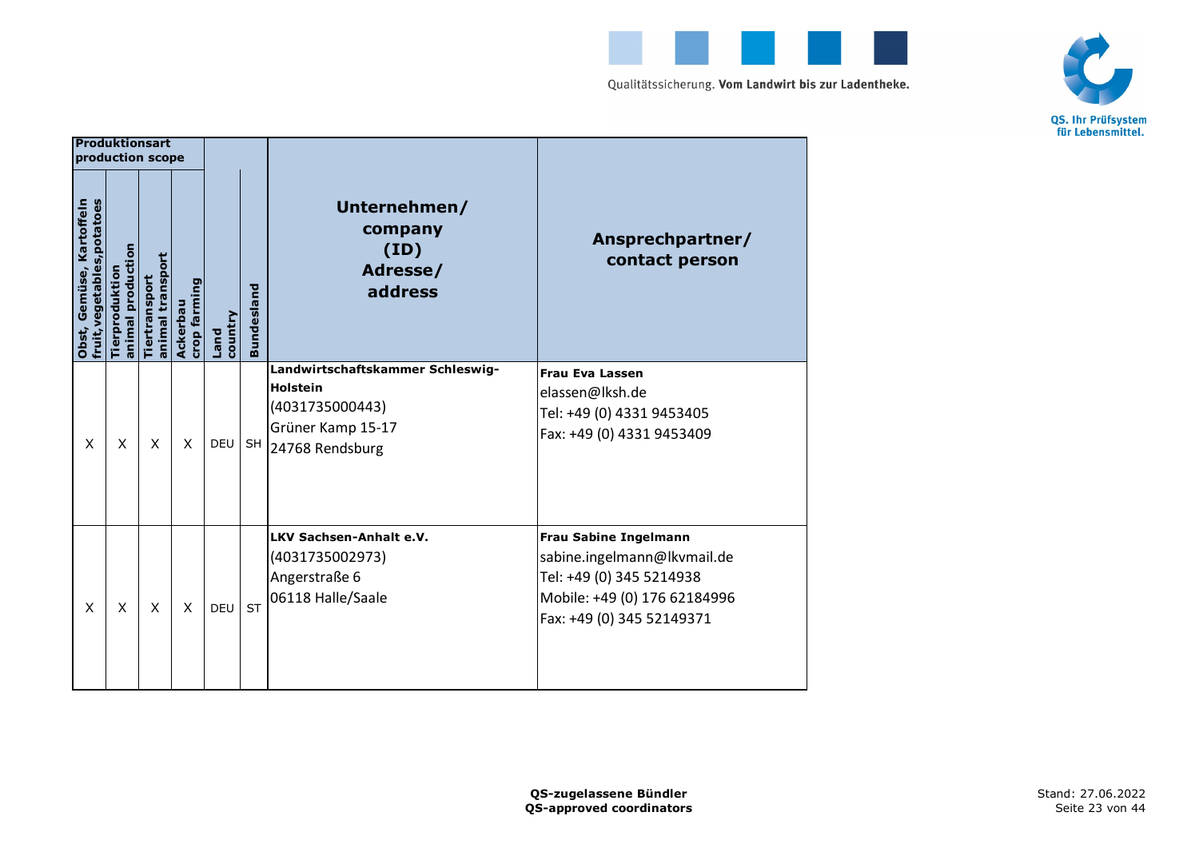| Produktionsart production scope | | | | | | | |
|---|---|---|---|---|---|---|---|
| Obst, Gemüse, Kartoffeln fruit,vegetables,potatoes | Tierproduktion animal production | Tiertransport animal transport | Ackerbau crop farming | Land country | Bundesland | Unternehmen/ company (ID) Adresse/ address | Ansprechpartner/ contact person |
| X | X | X | X | DEU | SH | **Landwirtschaftskammer Schleswig-Holstein**<br>(4031735000443)<br>Grüner Kamp 15-17<br>24768 Rendsburg | **Frau Eva Lassen**<br>elassen@lksh.de<br>Tel: +49 (0) 4331 9453405<br>Fax: +49 (0) 4331 9453409 |
| X | X | X | X | DEU | ST | **LKV Sachsen-Anhalt e.V.**<br>(4031735002973)<br>Angerstraße 6<br>06118 Halle/Saale | **Frau Sabine Ingelmann**<br>sabine.ingelmann@lkvmail.de<br>Tel: +49 (0) 345 5214938<br>Mobile: +49 (0) 176 62184996<br>Fax: +49 (0) 345 52149371 |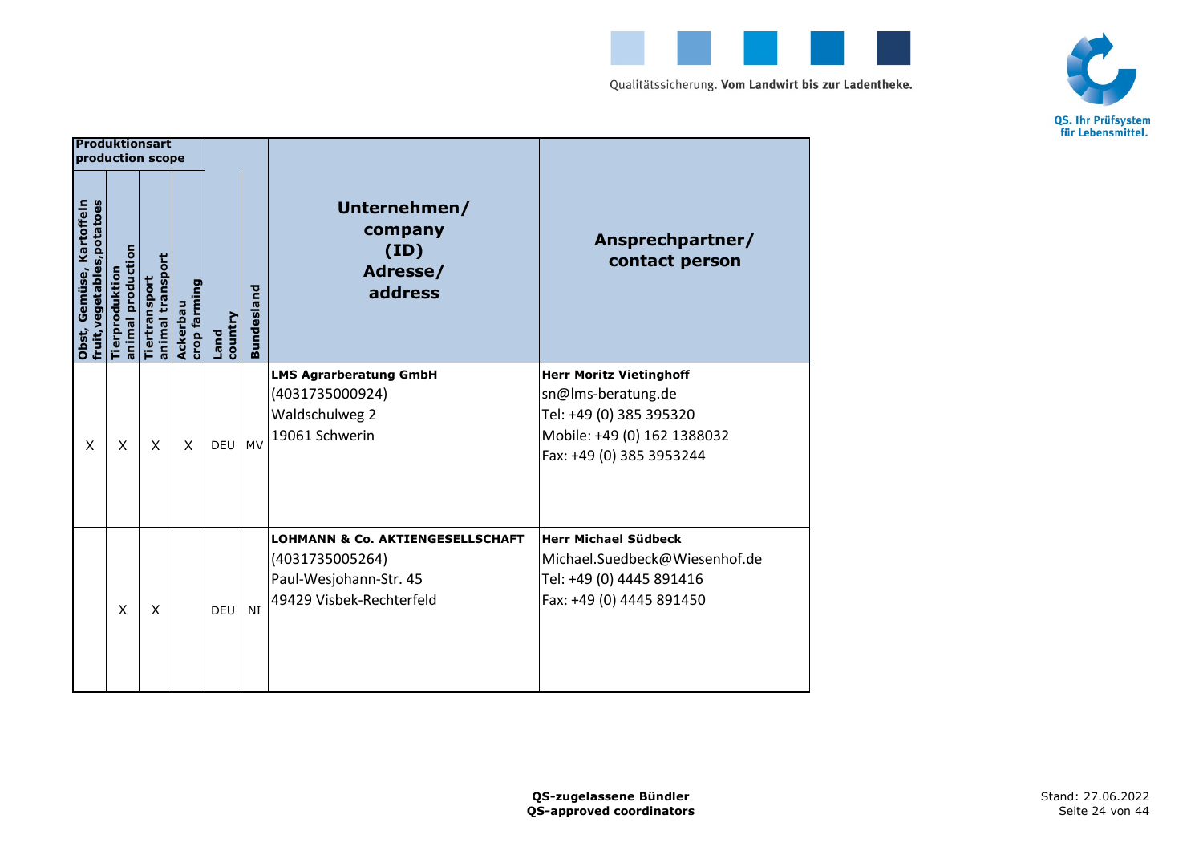| Produktionsart production scope | | | | | | | |
|---|---|---|---|---|---|---|---|
| Obst, Gemüse, Kartoffeln fruit,vegetables,potatoes | Tierproduktion animal production | Tiertransport animal transport | Ackerbau crop farming | Land country | Bundesland | Unternehmen/ company (ID) Adresse/ address | Ansprechpartner/ contact person |
| X | X | X | X | DEU | MV | **LMS Agrarberatung GmbH** (4031735000924) Waldschulweg 2 19061 Schwerin | **Herr Moritz Vietinghoff** sn@lms-beratung.de Tel: +49 (0) 385 395320 Mobile: +49 (0) 162 1388032 Fax: +49 (0) 385 3953244 |
| | X | X | | DEU | NI | **LOHMANN & Co. AKTIENGESELLSCHAFT** (4031735005264) Paul-Wesjohann-Str. 45 49429 Visbek-Rechterfeld | **Herr Michael Südbeck** Michael.Suedbeck@Wiesenhof.de Tel: +49 (0) 4445 891416 Fax: +49 (0) 4445 891450 |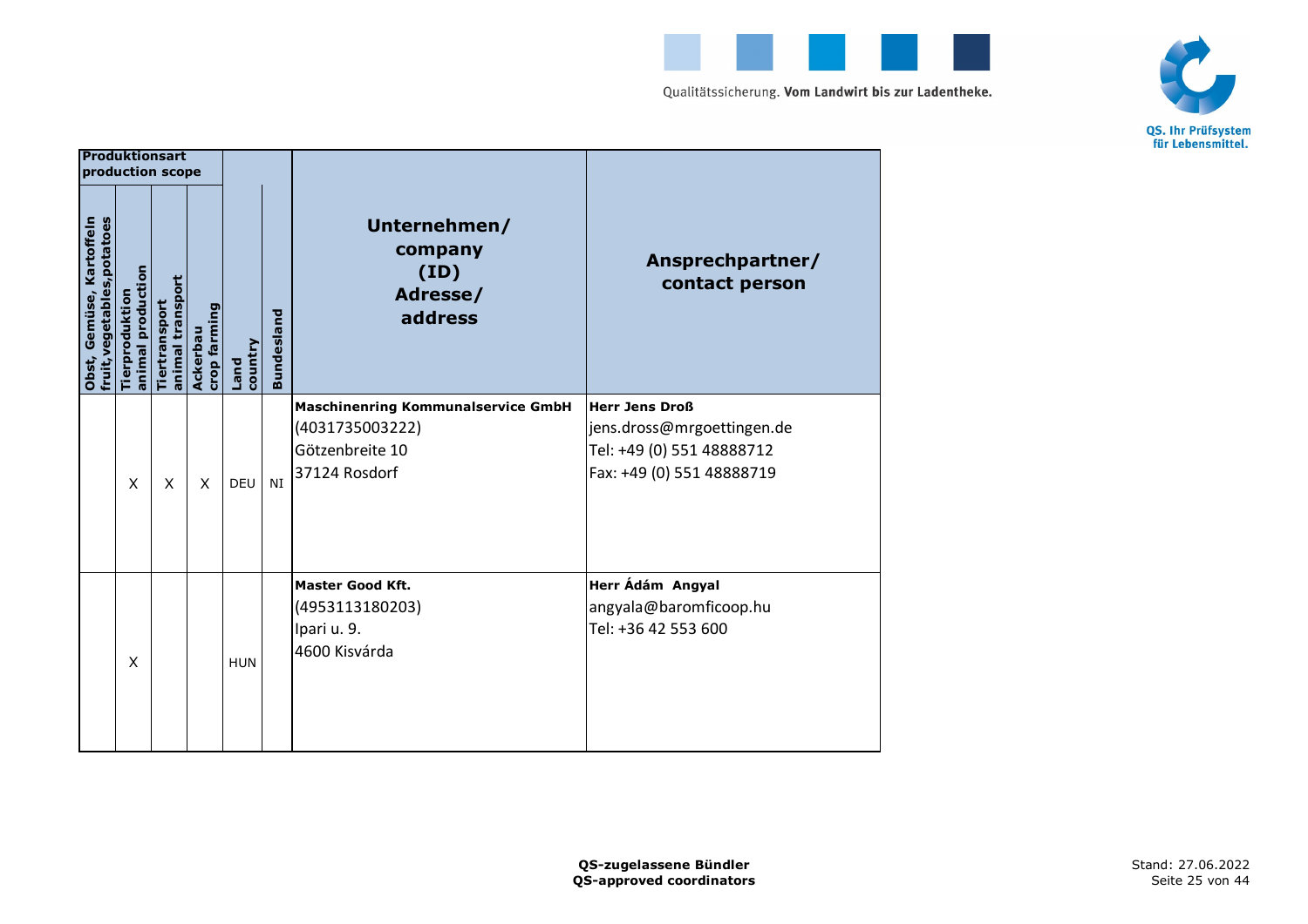| Produktionsart production scope | | | | | | | |
|---|---|---|---|---|---|---|---|
| Obst, Gemüse, Kartoffeln fruit,vegetables,potatoes | Tierproduktion animal production | Tiertransport animal transport | Ackerbau crop farming | Land country | Bundesland | Unternehmen/ company (ID) Adresse/ address | Ansprechpartner/ contact person |
| | X | X | X | DEU | NI | **Maschinenring Kommunalservice GmbH**<br>(4031735003222)<br>Götzenbreite 10<br>37124 Rosdorf | **Herr Jens Droß**<br>jens.dross@mrgoettingen.de<br>Tel: +49 (0) 551 48888712<br>Fax: +49 (0) 551 48888719 |
| | X | | | HUN | | **Master Good Kft.**<br>(4953113180203)<br>Ipari u. 9.<br>4600 Kisvárda | **Herr Ádám Angyal**<br>angyala@baromficoop.hu<br>Tel: +36 42 553 600 |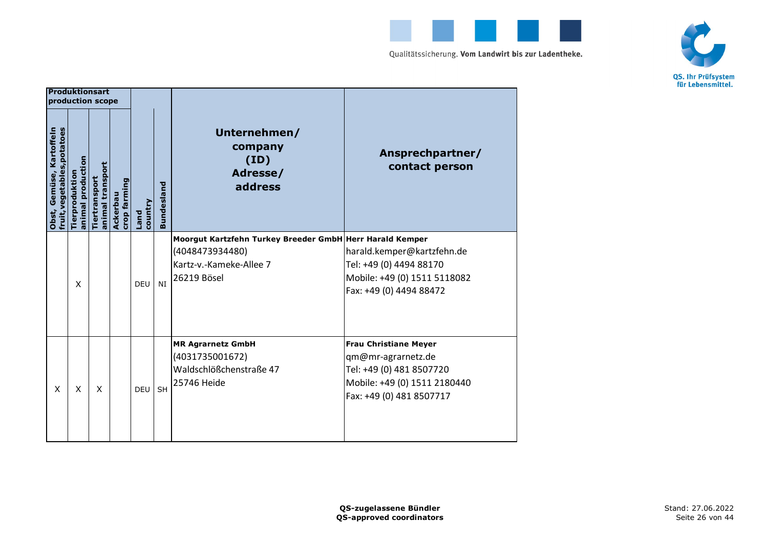| Produktionsart production scope | | | | | | | |
|---|---|---|---|---|---|---|---|
| Obst, Gemüse, Kartoffeln fruit,vegetables,potatoes | Tierproduktion animal production | Tiertransport animal transport | Ackerbau crop farming | Land country | Bundesland | Unternehmen/ company (ID) Adresse/ address | Ansprechpartner/ contact person |
| | X | | | DEU | NI | **Moorgut Kartzfehn Turkey Breeder GmbH**<br>(4048473934480)<br>Kartz-v.-Kameke-Allee 7<br>26219 Bösel | **Herr Harald Kemper**<br>harald.kemper@kartzfehn.de<br>Tel: +49 (0) 4494 88170<br>Mobile: +49 (0) 1511 5118082<br>Fax: +49 (0) 4494 88472 |
| X | X | X | | DEU | SH | **MR Agrarnetz GmbH**<br>(4031735001672)<br>Waldschlößchenstraße 47<br>25746 Heide | **Frau Christiane Meyer**<br>qm@mr-agrarnetz.de<br>Tel: +49 (0) 481 8507720<br>Mobile: +49 (0) 1511 2180440<br>Fax: +49 (0) 481 8507717 |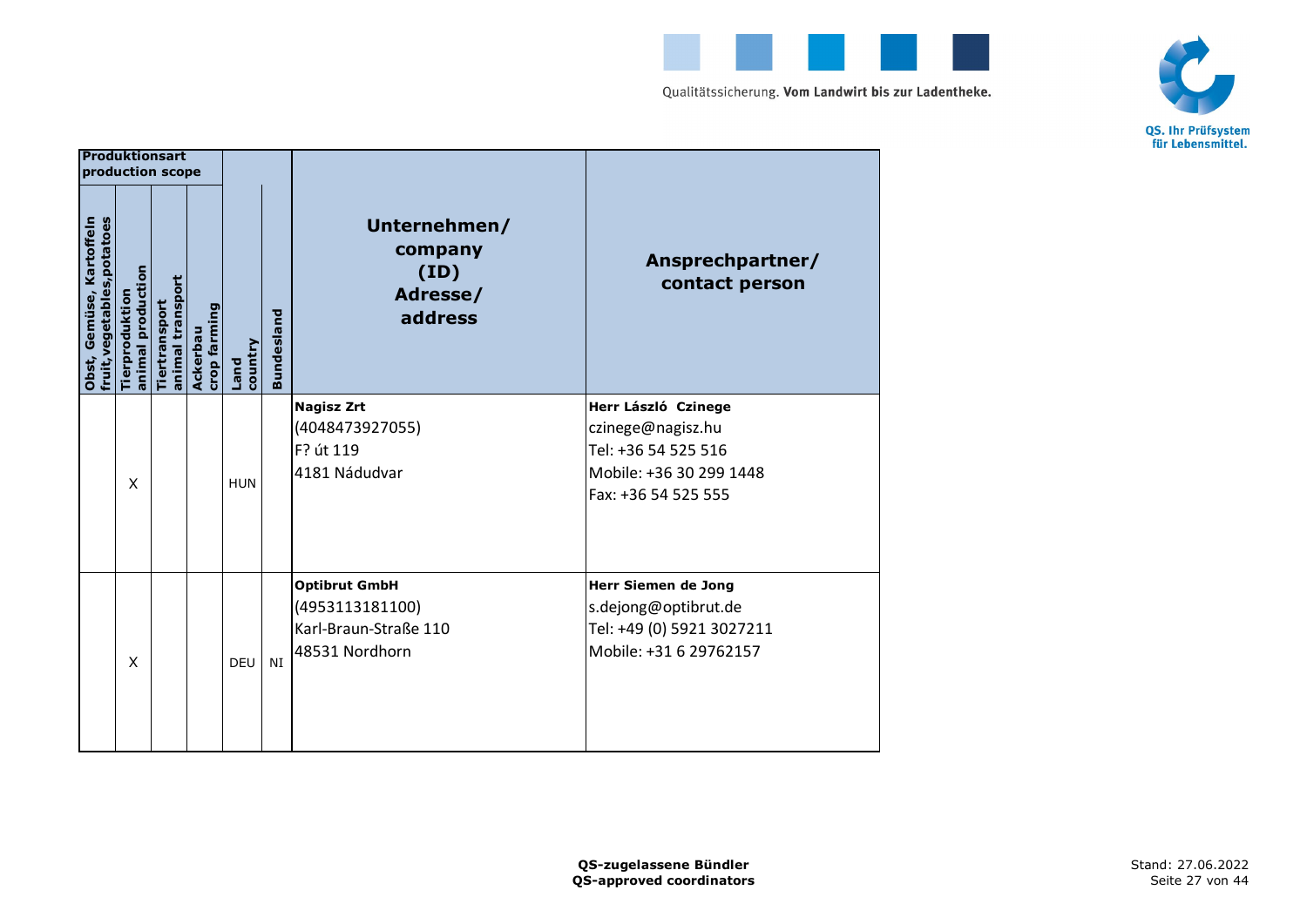| Produktionsart production scope | | | | | | | |
|---|---|---|---|---|---|---|---|
| Obst, Gemüse, Kartoffeln fruit,vegetables,potatoes | Tierproduktion animal production | Tiertransport animal transport | Ackerbau crop farming | Land country | Bundesland | Unternehmen/ company (ID) Adresse/ address | Ansprechpartner/ contact person |
| | X | | | HUN | | **Nagisz Zrt**<br>(4048473927055)<br>F? út 119<br>4181 Nádudvar | **Herr László  Czinege**<br>czinege@nagisz.hu<br>Tel: +36 54 525 516<br>Mobile: +36 30 299 1448<br>Fax: +36 54 525 555 |
| | X | | | DEU | NI | **Optibrut GmbH**<br>(4953113181100)<br>Karl-Braun-Straße 110<br>48531 Nordhorn | **Herr Siemen de Jong**<br>s.dejong@optibrut.de<br>Tel: +49 (0) 5921 3027211<br>Mobile: +31 6 29762157 |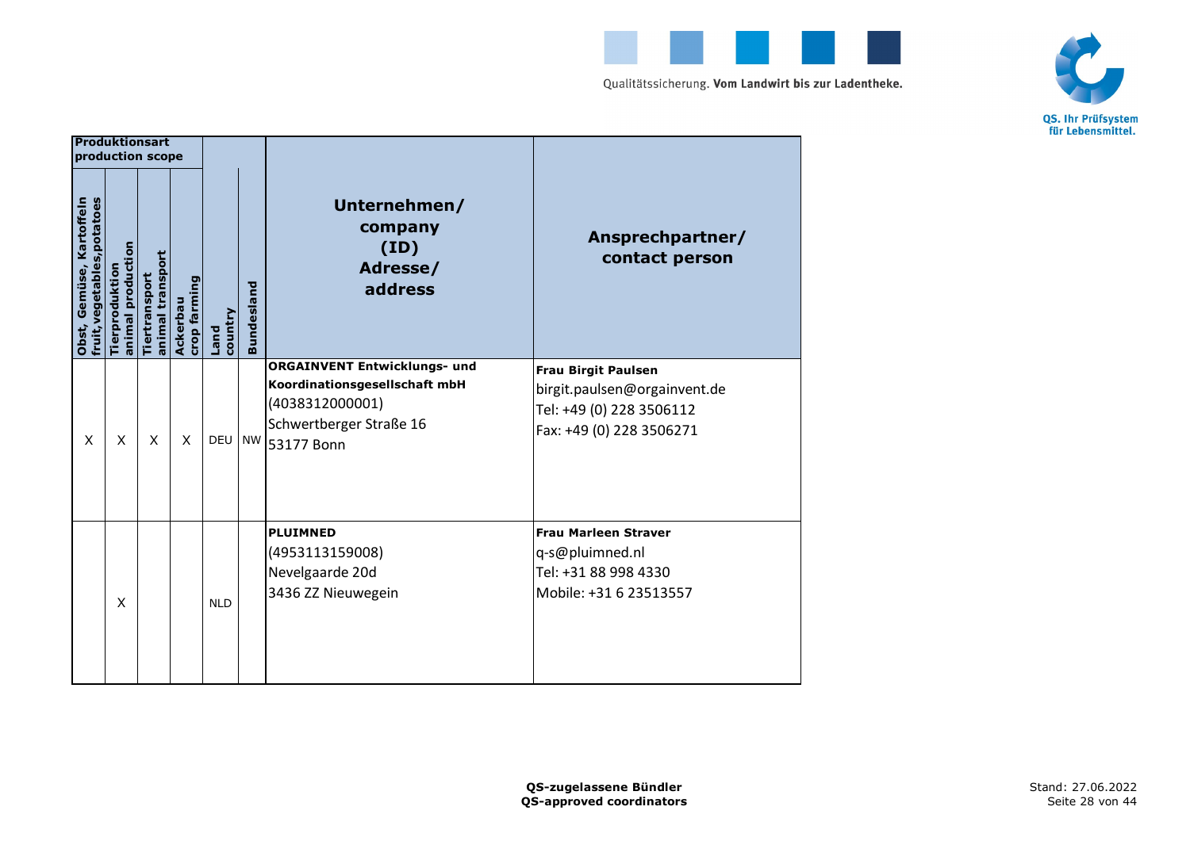| Produktionsart production scope | | | | | | | |
|---|---|---|---|---|---|---|---|
| Obst, Gemüse, Kartoffeln fruit,vegetables,potatoes | Tierproduktion animal production | Tiertransport animal transport | Ackerbau crop farming | Land country | Bundesland | Unternehmen/ company (ID) Adresse/ address | Ansprechpartner/ contact person |
| X | X | X | X | DEU | NW | **ORGAINVENT Entwicklungs- und Koordinationsgesellschaft mbH** (4038312000001) Schwertberger Straße 16 53177 Bonn | **Frau Birgit Paulsen** birgit.paulsen@orgainvent.de Tel: +49 (0) 228 3506112 Fax: +49 (0) 228 3506271 |
| | X | | | NLD | | **PLUIMNED** (4953113159008) Nevelgaarde 20d 3436 ZZ Nieuwegein | **Frau Marleen Straver** q-s@pluimned.nl Tel: +31 88 998 4330 Mobile: +31 6 23513557 |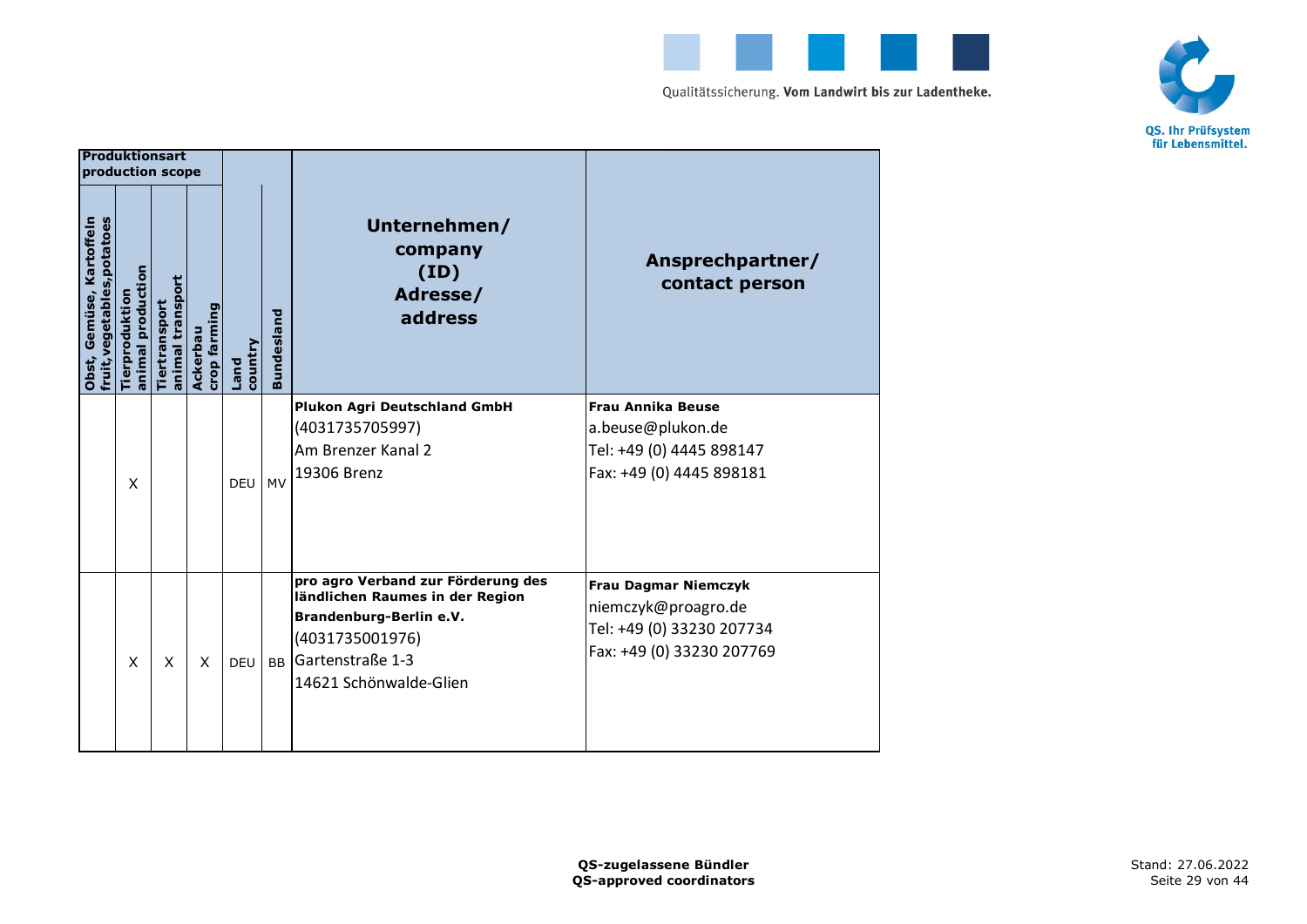| Produktionsart production scope | | | | | | | | |
|---|---|---|---|---|---|---|---|---|
| Obst, Gemüse, Kartoffeln fruit,vegetables,potatoes | Tierproduktion animal production | Tiertransport animal transport | Ackerbau crop farming | Land country | Bundesland | Unternehmen/ company (ID) Adresse/ address | Ansprechpartner/ contact person |
| | X | | | DEU | MV | **Plukon Agri Deutschland GmbH**<br>(4031735705997)<br>Am Brenzer Kanal 2<br>19306 Brenz | **Frau Annika Beuse**<br>a.beuse@plukon.de<br>Tel: +49 (0) 4445 898147<br>Fax: +49 (0) 4445 898181 |
| | X | X | X | DEU | BB | **pro agro Verband zur Förderung des ländlichen Raumes in der Region Brandenburg-Berlin e.V.**<br>(4031735001976)<br>Gartenstraße 1-3<br>14621 Schönwalde-Glien | **Frau Dagmar Niemczyk**<br>niemczyk@proagro.de<br>Tel: +49 (0) 33230 207734<br>Fax: +49 (0) 33230 207769 |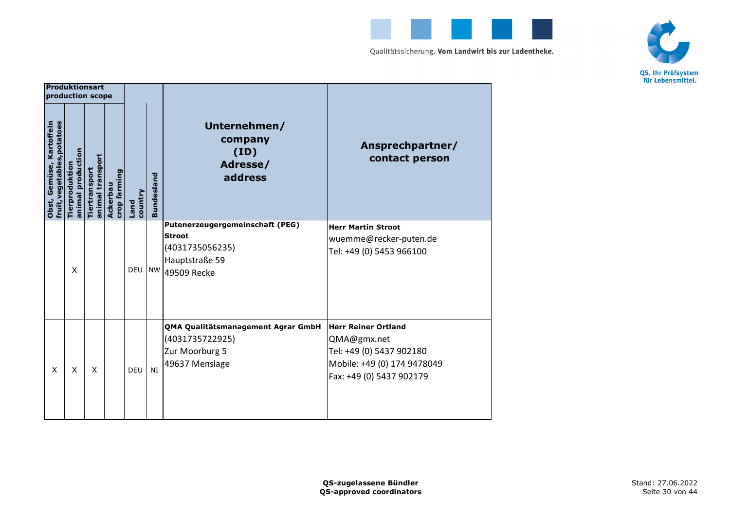| Produktionsart production scope | | | | | | | |
|---|---|---|---|---|---|---|---|
| Obst, Gemüse, Kartoffeln fruit,vegetables,potatoes | Tierproduktion animal production | Tiertransport animal transport | Ackerbau crop farming | Land country | Bundesland | **Unternehmen/ company (ID) Adresse/ address** | **Ansprechpartner/ contact person** |
| | X | | | DEU | NW | **Putenerzeugergemeinschaft (PEG) Stroot**<br>(4031735056235)<br>Hauptstraße 59<br>49509 Recke | **Herr Martin Stroot**<br>wuemme@recker-puten.de<br>Tel: +49 (0) 5453 966100 |
| X | X | X | | DEU | NI | **QMA Qualitätsmanagement Agrar GmbH**<br>(4031735722925)<br>Zur Moorburg 5<br>49637 Menslage | **Herr Reiner Ortland**<br>QMA@gmx.net<br>Tel: +49 (0) 5437 902180<br>Mobile: +49 (0) 174 9478049<br>Fax: +49 (0) 5437 902179 |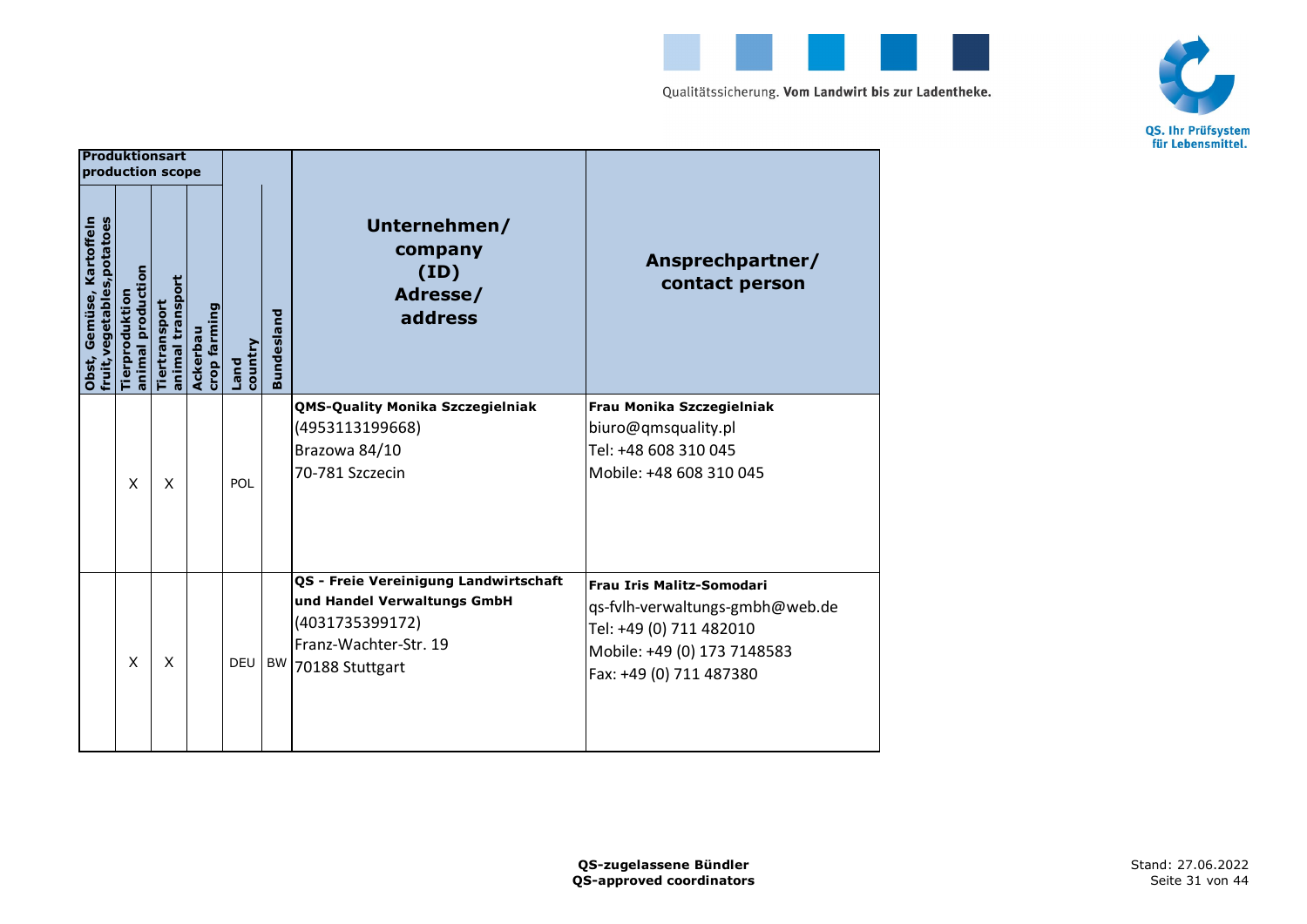| Produktionsart production scope | | | | | | | |
|---|---|---|---|---|---|---|---|
| Obst, Gemüse, Kartoffeln fruit,vegetables,potatoes | Tierproduktion animal production | Tiertransport animal transport | Ackerbau crop farming | Land country | Bundesland | Unternehmen/ company (ID) Adresse/ address | Ansprechpartner/ contact person |
| | X | X | | POL | | **QMS-Quality Monika Szczegielniak** (4953113199668) Brazowa 84/10 70-781 Szczecin | **Frau Monika Szczegielniak** biuro@qmsquality.pl Tel: +48 608 310 045 Mobile: +48 608 310 045 |
| | X | X | | DEU | BW | **QS - Freie Vereinigung Landwirtschaft und Handel Verwaltungs GmbH** (4031735399172) Franz-Wachter-Str. 19 70188 Stuttgart | **Frau Iris Malitz-Somodari** qs-fvlh-verwaltungs-gmbh@web.de Tel: +49 (0) 711 482010 Mobile: +49 (0) 173 7148583 Fax: +49 (0) 711 487380 |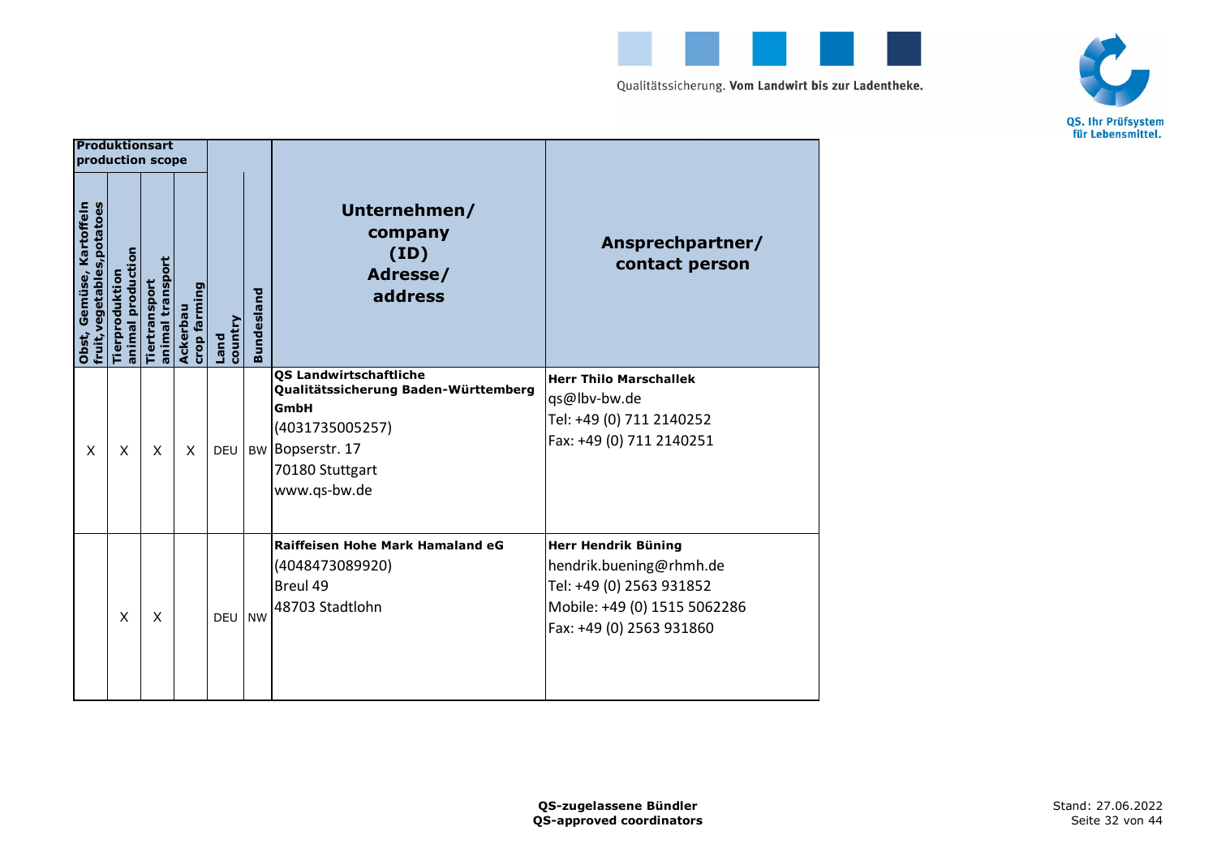| Produktionsart production scope | | | | | | | |
|---|---|---|---|---|---|---|---|
| Obst, Gemüse, Kartoffeln fruit,vegetables,potatoes | Tierproduktion animal production | Tiertransport animal transport | Ackerbau crop farming | Land country | Bundesland | Unternehmen/ company (ID) Adresse/ address | Ansprechpartner/ contact person |
| X | X | X | X | DEU | BW | **QS Landwirtschaftliche Qualitätssicherung Baden-Württemberg GmbH**<br>(4031735005257)<br>Bopserstr. 17<br>70180 Stuttgart<br>www.qs-bw.de | **Herr Thilo Marschallek**<br>qs@lbv-bw.de<br>Tel: +49 (0) 711 2140252<br>Fax: +49 (0) 711 2140251 |
| | X | X | | DEU | NW | **Raiffeisen Hohe Mark Hamaland eG**<br>(4048473089920)<br>Breul 49<br>48703 Stadtlohn | **Herr Hendrik Büning**<br>hendrik.buening@rhmh.de<br>Tel: +49 (0) 2563 931852<br>Mobile: +49 (0) 1515 5062286<br>Fax: +49 (0) 2563 931860 |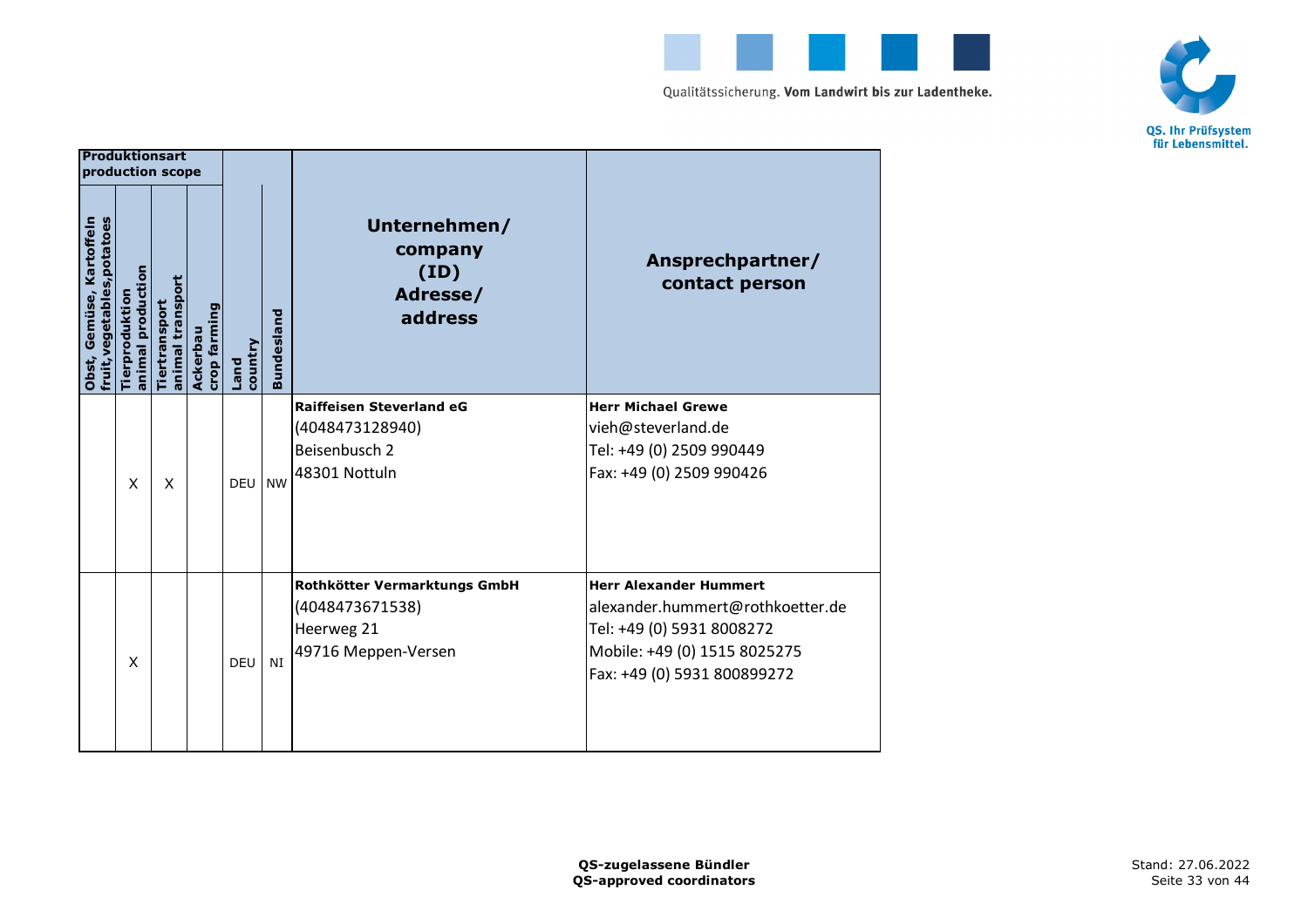| Produktionsart production scope | | | | | | | |
|---|---|---|---|---|---|---|---|
| Obst, Gemüse, Kartoffeln fruit,vegetables,potatoes | Tierproduktion animal production | Tiertransport animal transport | Ackerbau crop farming | Land country | Bundesland | Unternehmen/ company (ID) Adresse/ address | Ansprechpartner/ contact person |
| | X | X | | DEU | NW | **Raiffeisen Steverland eG**<br>(4048473128940)<br>Beisenbusch 2<br>48301 Nottuln | **Herr Michael Grewe**<br>vieh@steverland.de<br>Tel: +49 (0) 2509 990449<br>Fax: +49 (0) 2509 990426 |
| | X | | | DEU | NI | **Rothkötter Vermarktungs GmbH**<br>(4048473671538)<br>Heerweg 21<br>49716 Meppen-Versen | **Herr Alexander Hummert**<br>alexander.hummert@rothkoetter.de<br>Tel: +49 (0) 5931 8008272<br>Mobile: +49 (0) 1515 8025275<br>Fax: +49 (0) 5931 800899272 |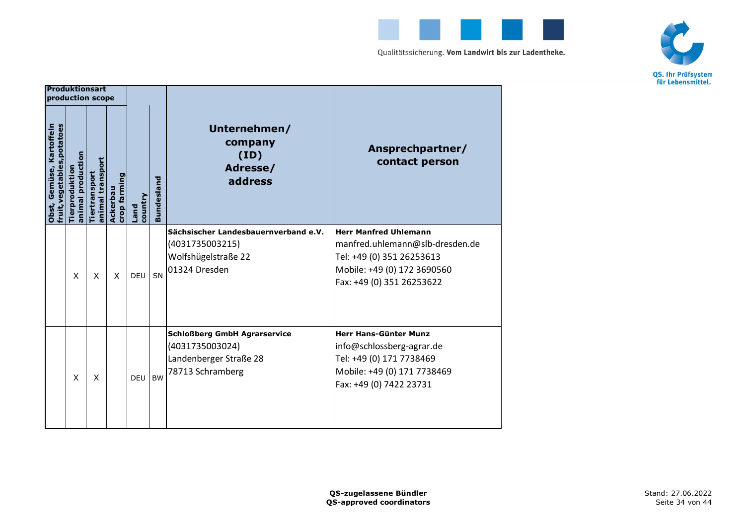| Produktionsart production scope | | | | | | | |
|---|---|---|---|---|---|---|---|
| Obst, Gemüse, Kartoffeln fruit,vegetables,potatoes | Tierproduktion animal production | Tiertransport animal transport | Ackerbau crop farming | Land country | Bundesland | Unternehmen/ company (ID) Adresse/ address | Ansprechpartner/ contact person |
| | X | X | X | DEU | SN | **Sächsischer Landesbauernverband e.V.**<br>(4031735003215)<br>Wolfshügelstraße 22<br>01324 Dresden | **Herr Manfred Uhlemann**<br>manfred.uhlemann@slb-dresden.de<br>Tel: +49 (0) 351 26253613<br>Mobile: +49 (0) 172 3690560<br>Fax: +49 (0) 351 26253622 |
| | X | X | | DEU | BW | **Schloßberg GmbH Agrarservice**<br>(4031735003024)<br>Landenberger Straße 28<br>78713 Schramberg | **Herr Hans-Günter Munz**<br>info@schlossberg-agrar.de<br>Tel: +49 (0) 171 7738469<br>Mobile: +49 (0) 171 7738469<br>Fax: +49 (0) 7422 23731 |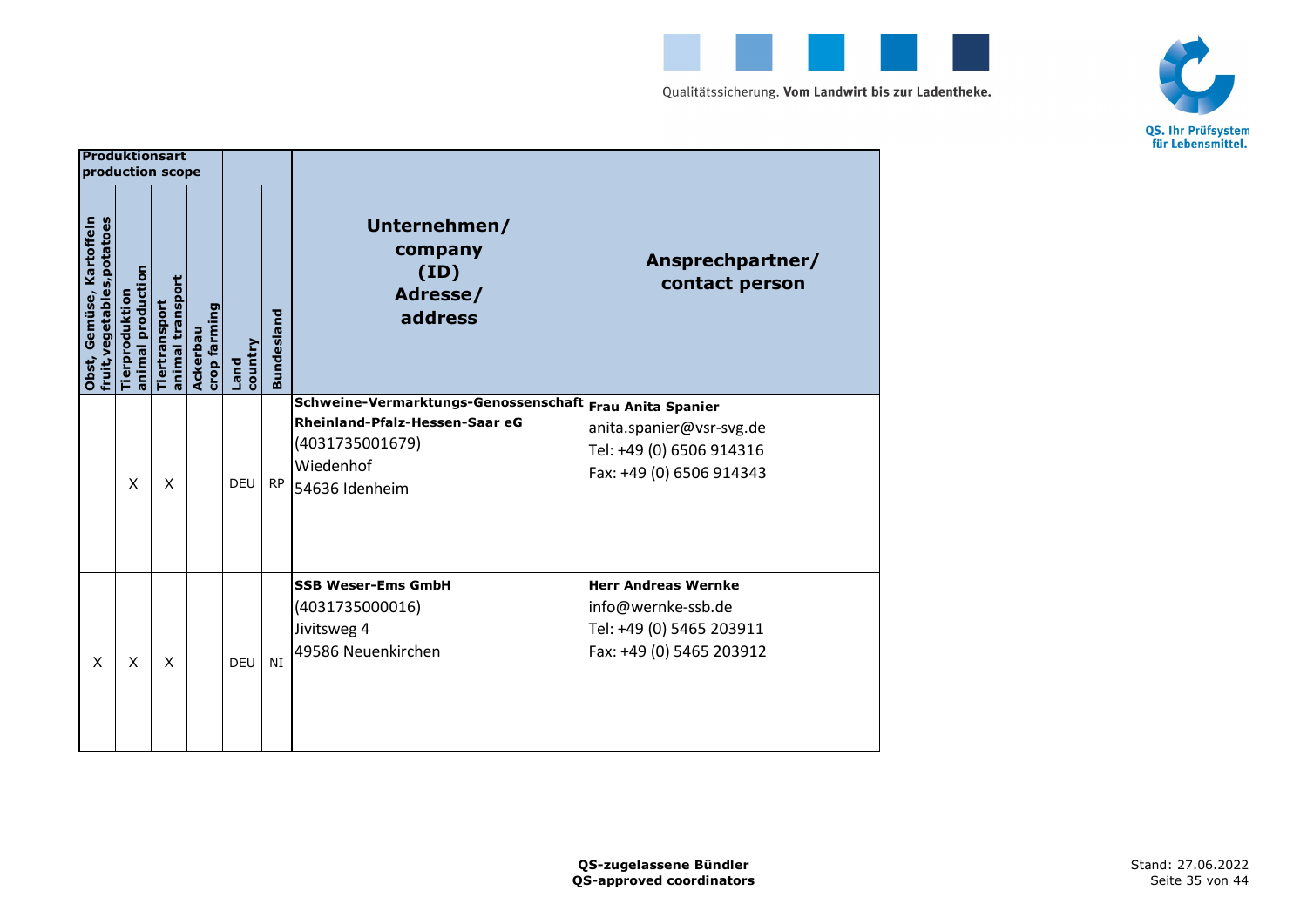| Produktionsart production scope | | | | | | | |
|---|---|---|---|---|---|---|---|
| Obst, Gemüse, Kartoffeln fruit,vegetables,potatoes | Tierproduktion animal production | Tiertransport animal transport | Ackerbau crop farming | Land country | Bundesland | Unternehmen/ company (ID) Adresse/ address | Ansprechpartner/ contact person |
| | X | X | | DEU | RP | **Schweine-Vermarktungs-Genossenschaft Rheinland-Pfalz-Hessen-Saar eG** (4031735001679) Wiedenhof 54636 Idenheim | **Frau Anita Spanier** anita.spanier@vsr-svg.de Tel: +49 (0) 6506 914316 Fax: +49 (0) 6506 914343 |
| X | X | X | | DEU | NI | **SSB Weser-Ems GmbH** (4031735000016) Jivitsweg 4 49586 Neuenkirchen | **Herr Andreas Wernke** info@wernke-ssb.de Tel: +49 (0) 5465 203911 Fax: +49 (0) 5465 203912 |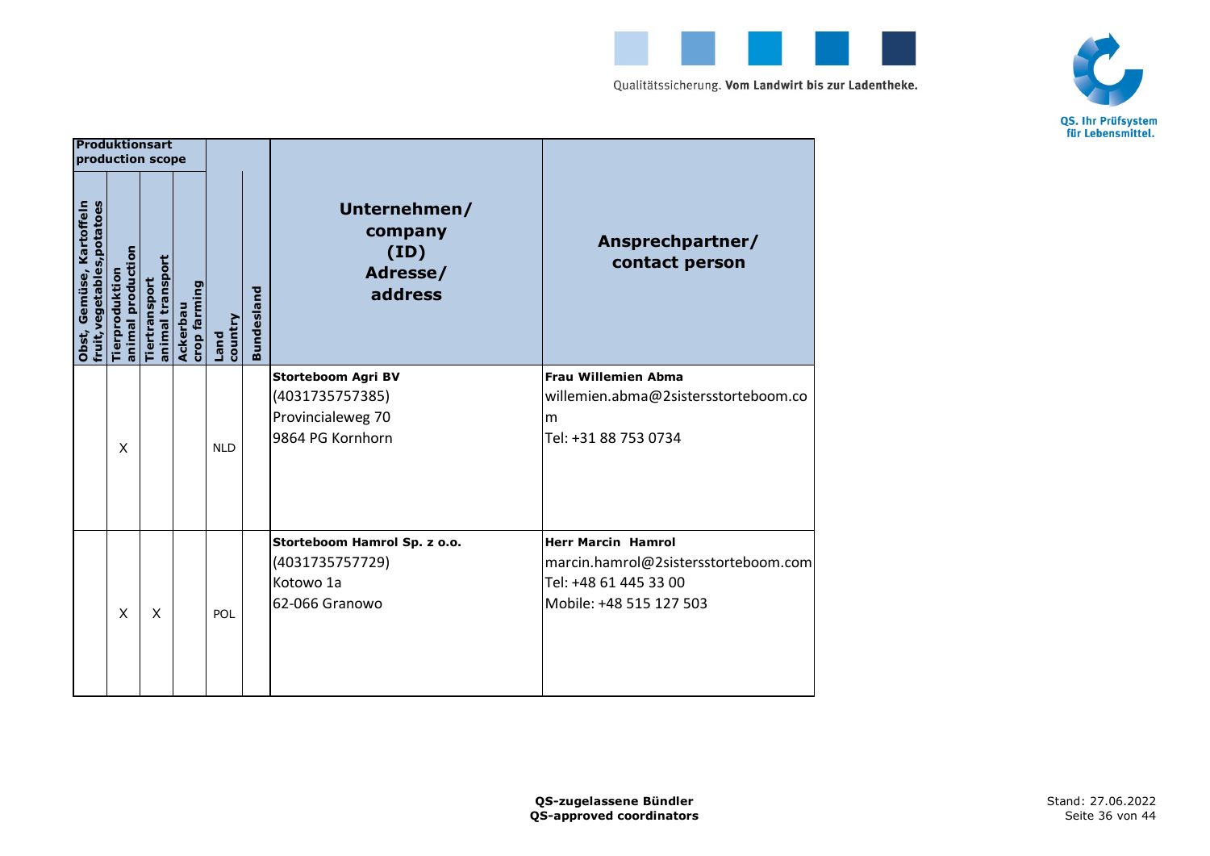| Produktionsart production scope | | | | | | | |
|---|---|---|---|---|---|---|---|
| Obst, Gemüse, Kartoffeln fruit,vegetables,potatoes | Tierproduktion animal production | Tiertransport animal transport | Ackerbau crop farming | Land country | Bundesland | Unternehmen/ company (ID) Adresse/ address | Ansprechpartner/ contact person |
| | X | | | NLD | | **Storteboom Agri BV**<br>(4031735757385)<br>Provincialeweg 70<br>9864 PG Kornhorn | **Frau Willemien Abma**<br>willemien.abma@2sistersstorteboom.com<br>Tel: +31 88 753 0734 |
| | X | X | | POL | | **Storteboom Hamrol Sp. z o.o.**<br>(4031735757729)<br>Kotowo 1a<br>62-066 Granowo | **Herr Marcin Hamrol**<br>marcin.hamrol@2sistersstorteboom.com<br>Tel: +48 61 445 33 00<br>Mobile: +48 515 127 503 |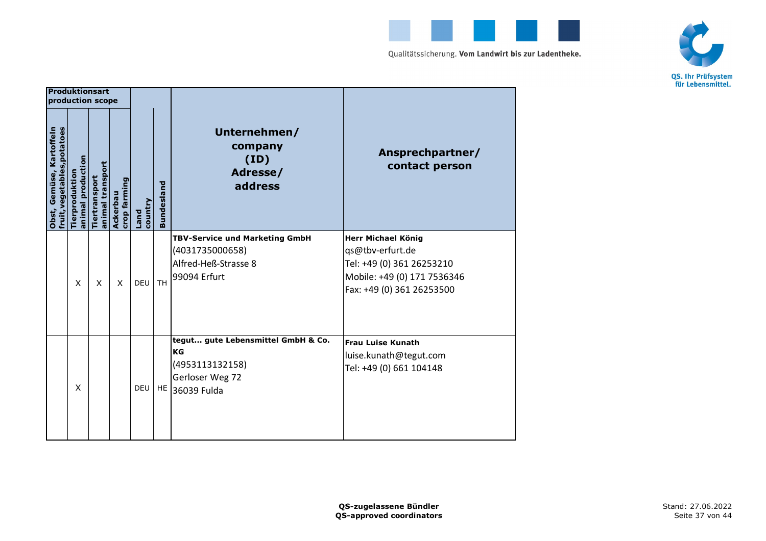| Produktionsart production scope | | | | | | Unternehmen/ company (ID) Adresse/ address | Ansprechpartner/ contact person |
|---|---|---|---|---|---|---|---|
| Obst, Gemüse, Kartoffeln fruit,vegetables,potatoes | Tierproduktion animal production | Tiertransport animal transport | Ackerbau crop farming | Land country | Bundesland | | |
| | X | X | X | DEU | TH | **TBV-Service und Marketing GmbH**<br>(4031735000658)<br>Alfred-Heß-Strasse 8<br>99094 Erfurt | **Herr Michael König**<br>qs@tbv-erfurt.de<br>Tel: +49 (0) 361 26253210<br>Mobile: +49 (0) 171 7536346<br>Fax: +49 (0) 361 26253500 |
| | X | | | DEU | HE | **tegut... gute Lebensmittel GmbH & Co. KG**<br>(4953113132158)<br>Gerloser Weg 72<br>36039 Fulda | **Frau Luise Kunath**<br>luise.kunath@tegut.com<br>Tel: +49 (0) 661 104148 |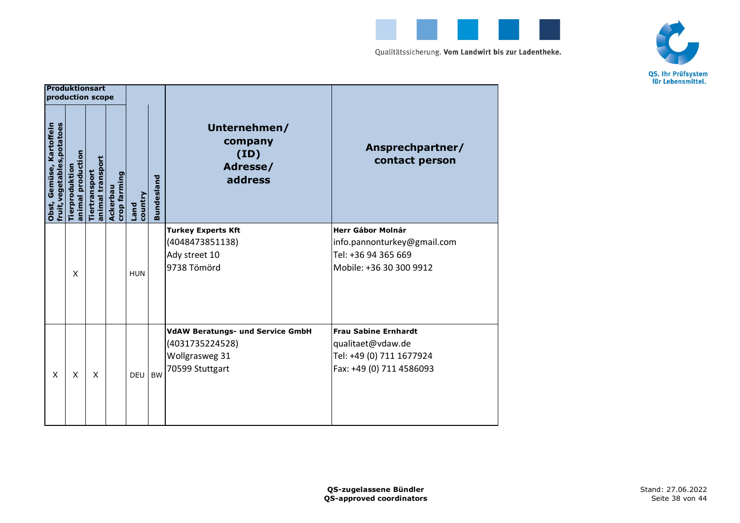| Produktionsart production scope | | | | | | Unternehmen/ company (ID) Adresse/ address | Ansprechpartner/ contact person |
|---|---|---|---|---|---|---|---|
| Obst, Gemüse, Kartoffeln fruit,vegetables,potatoes | Tierproduktion animal production | Tiertransport animal transport | Ackerbau crop farming | Land country | Bundesland | | |
| | X | | | HUN | | **Turkey Experts Kft** (4048473851138) Ady street 10 9738 Tömörd | **Herr Gábor Molnár** info.pannonturkey@gmail.com Tel: +36 94 365 669 Mobile: +36 30 300 9912 |
| X | X | X | | DEU | BW | **VdAW Beratungs- und Service GmbH** (4031735224528) Wollgrasweg 31 70599 Stuttgart | **Frau Sabine Ernhardt** qualitaet@vdaw.de Tel: +49 (0) 711 1677924 Fax: +49 (0) 711 4586093 |

**QS-zugelassene Bündler**
**QS-approved coordinators**

Stand: 27.06.2022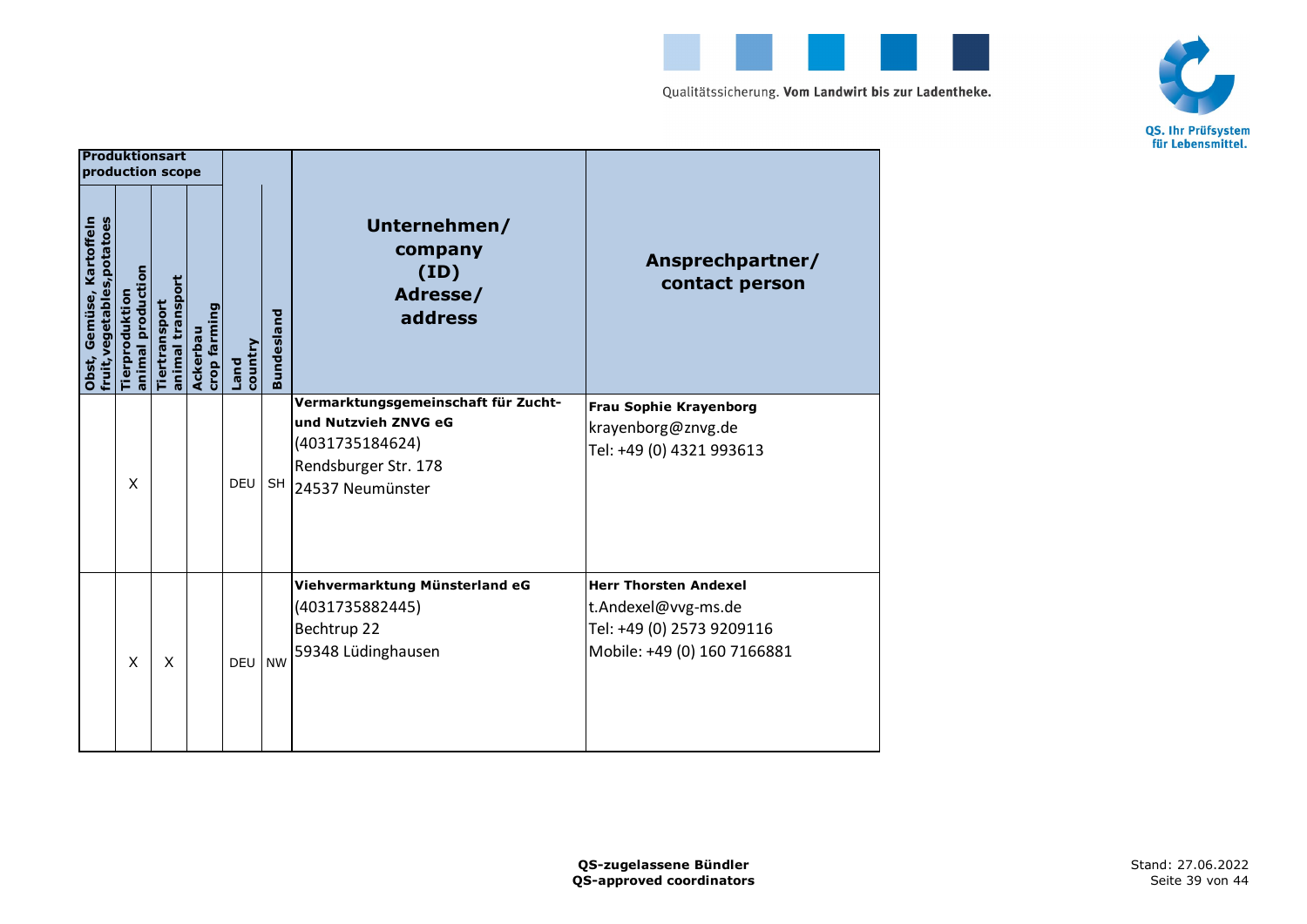| Produktionsart production scope | | | | | | | |
|---|---|---|---|---|---|---|---|
| Obst, Gemüse, Kartoffeln fruit,vegetables,potatoes | Tierproduktion animal production | Tiertransport animal transport | Ackerbau crop farming | Land country | Bundesland | Unternehmen/ company (ID) Adresse/ address | Ansprechpartner/ contact person |
| | X | | | DEU | SH | **Vermarktungsgemeinschaft für Zucht- und Nutzvieh ZNVG eG**<br>(4031735184624)<br>Rendsburger Str. 178<br>24537 Neumünster | **Frau Sophie Krayenborg**<br>krayenborg@znvg.de<br>Tel: +49 (0) 4321 993613 |
| | X | X | | DEU | NW | **Viehvermarktung Münsterland eG**<br>(4031735882445)<br>Bechtrup 22<br>59348 Lüdinghausen | **Herr Thorsten Andexel**<br>t.Andexel@vvg-ms.de<br>Tel: +49 (0) 2573 9209116<br>Mobile: +49 (0) 160 7166881 |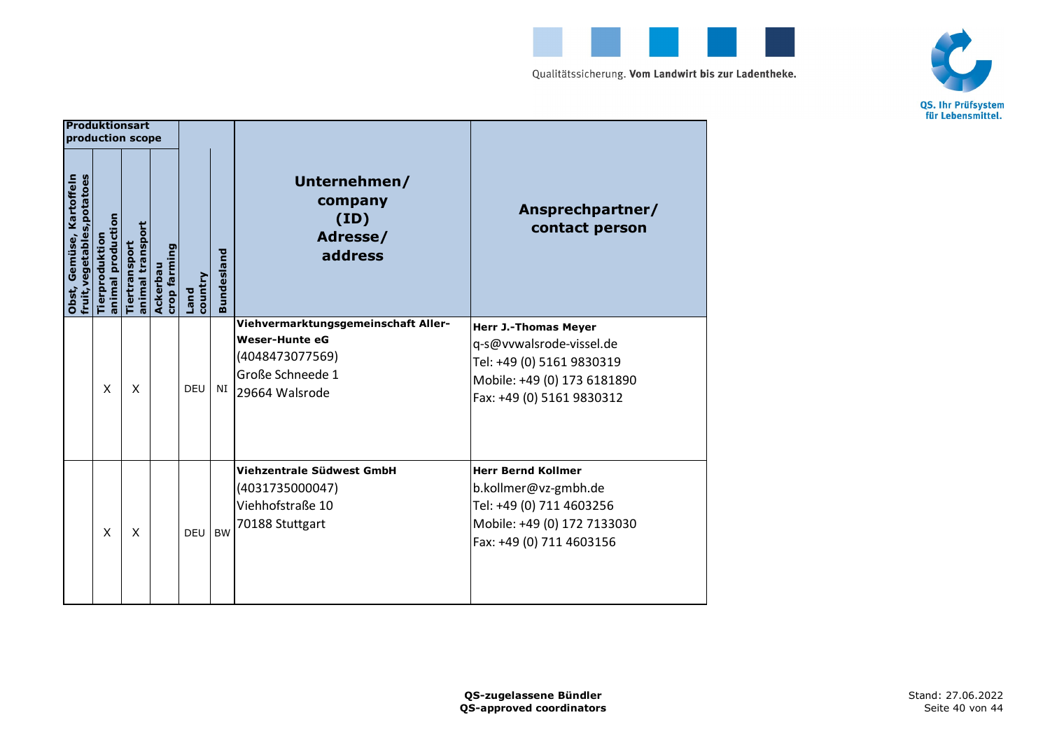| Produktionsart production scope | | | | | | | |
|---|---|---|---|---|---|---|---|
| Obst, Gemüse, Kartoffeln fruit,vegetables,potatoes | Tierproduktion animal production | Tiertransport animal transport | Ackerbau crop farming | Land country | Bundesland | Unternehmen/ company (ID) Adresse/ address | Ansprechpartner/ contact person |
| | X | X | | DEU | NI | **Viehvermarktungsgemeinschaft Aller-Weser-Hunte eG**<br>(4048473077569)<br>Große Schneede 1<br>29664 Walsrode | **Herr J.-Thomas Meyer**<br>q-s@vvwalsrode-vissel.de<br>Tel: +49 (0) 5161 9830319<br>Mobile: +49 (0) 173 6181890<br>Fax: +49 (0) 5161 9830312 |
| | X | X | | DEU | BW | **Viehzentrale Südwest GmbH**<br>(4031735000047)<br>Viehhofstraße 10<br>70188 Stuttgart | **Herr Bernd Kollmer**<br>b.kollmer@vz-gmbh.de<br>Tel: +49 (0) 711 4603256<br>Mobile: +49 (0) 172 7133030<br>Fax: +49 (0) 711 4603156 |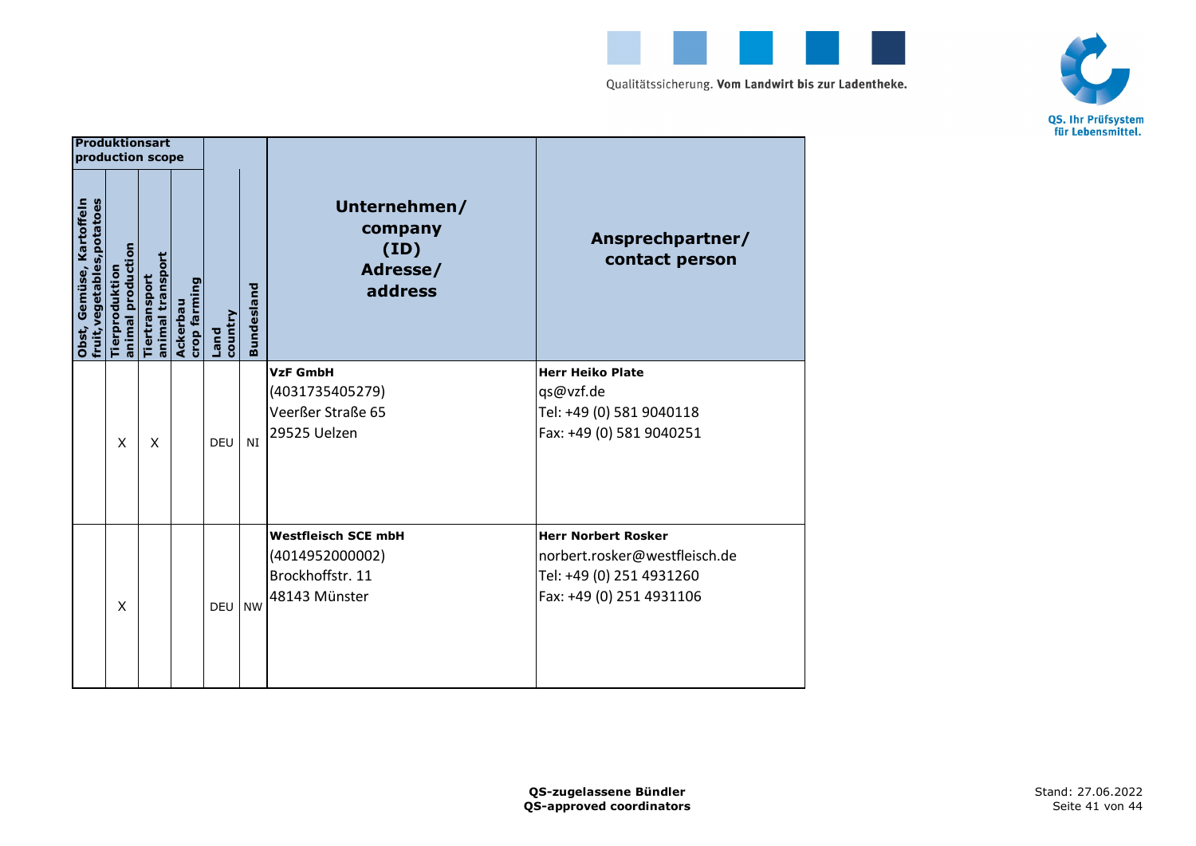| Produktionsart production scope | | | | | | | |
|---|---|---|---|---|---|---|---|
| Obst, Gemüse, Kartoffeln fruit,vegetables,potatoes | Tierproduktion animal production | Tiertransport animal transport | Ackerbau crop farming | Land country | Bundesland | Unternehmen/ company (ID) Adresse/ address | Ansprechpartner/ contact person |
| | X | X | | DEU | NI | **VzF GmbH**<br>(4031735405279)<br>Veerßer Straße 65<br>29525 Uelzen | **Herr Heiko Plate**<br>qs@vzf.de<br>Tel: +49 (0) 581 9040118<br>Fax: +49 (0) 581 9040251 |
| | X | | | DEU | NW | **Westfleisch SCE mbH**<br>(4014952000002)<br>Brockhoffstr. 11<br>48143 Münster | **Herr Norbert Rosker**<br>norbert.rosker@westfleisch.de<br>Tel: +49 (0) 251 4931260<br>Fax: +49 (0) 251 4931106 |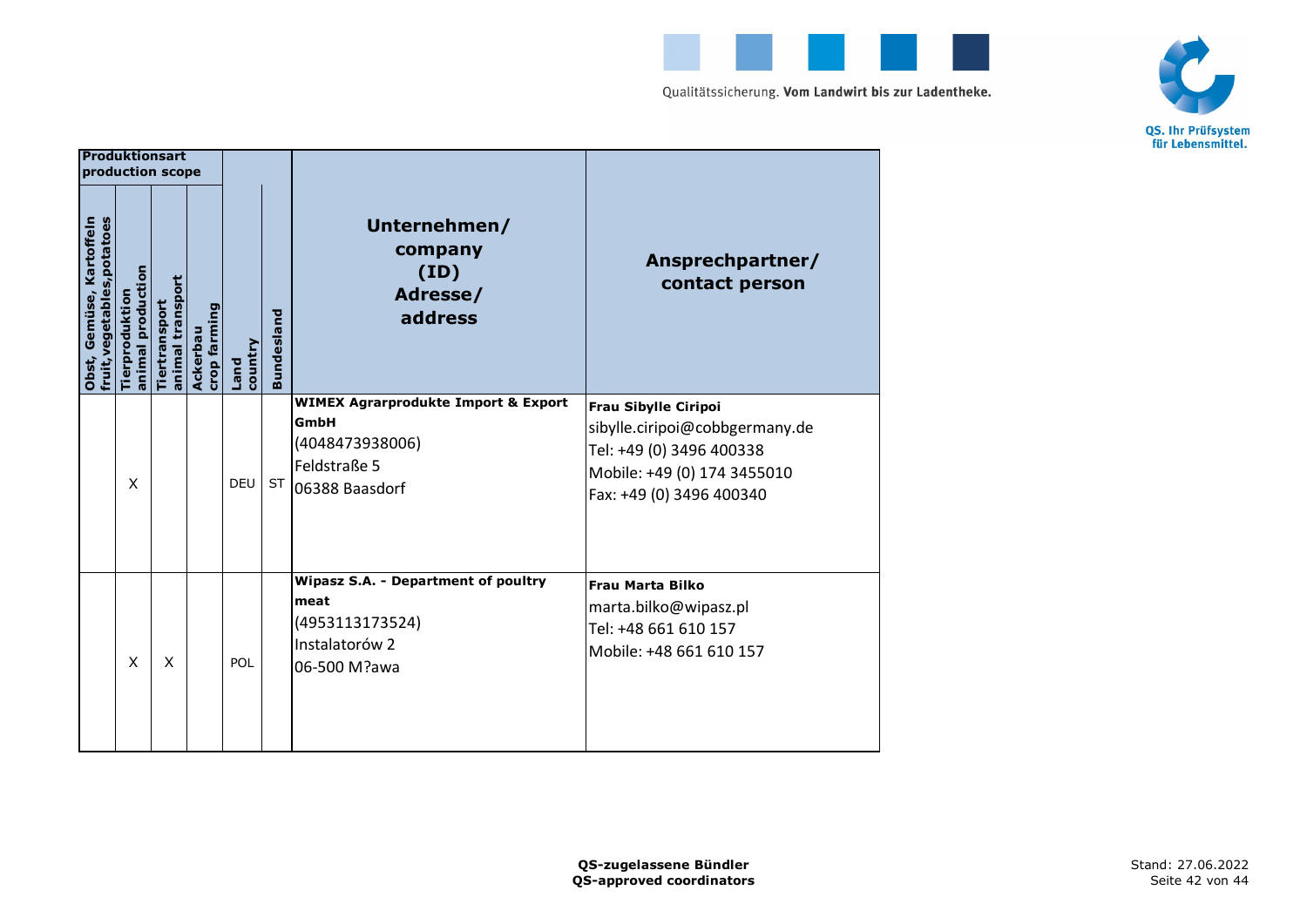| Produktionsart production scope | | | | | | | |
|---|---|---|---|---|---|---|---|
| Obst, Gemüse, Kartoffeln fruit,vegetables,potatoes | Tierproduktion animal production | Tiertransport animal transport | Ackerbau crop farming | Land country | Bundesland | Unternehmen/ company (ID) Adresse/ address | Ansprechpartner/ contact person |
| | X | | | DEU | ST | **WIMEX Agrarprodukte Import & Export GmbH** (4048473938006) Feldstraße 5 06388 Baasdorf | **Frau Sibylle Ciripoi** sibylle.ciripoi@cobbgermany.de Tel: +49 (0) 3496 400338 Mobile: +49 (0) 174 3455010 Fax: +49 (0) 3496 400340 |
| | X | X | | POL | | **Wipasz S.A. - Department of poultry meat** (4953113173524) Instalatorów 2 06-500 M?awa | **Frau Marta Bilko** marta.bilko@wipasz.pl Tel: +48 661 610 157 Mobile: +48 661 610 157 |

**QS-zugelassene Bündler**
**QS-approved coordinators**

Stand: 27.06.2022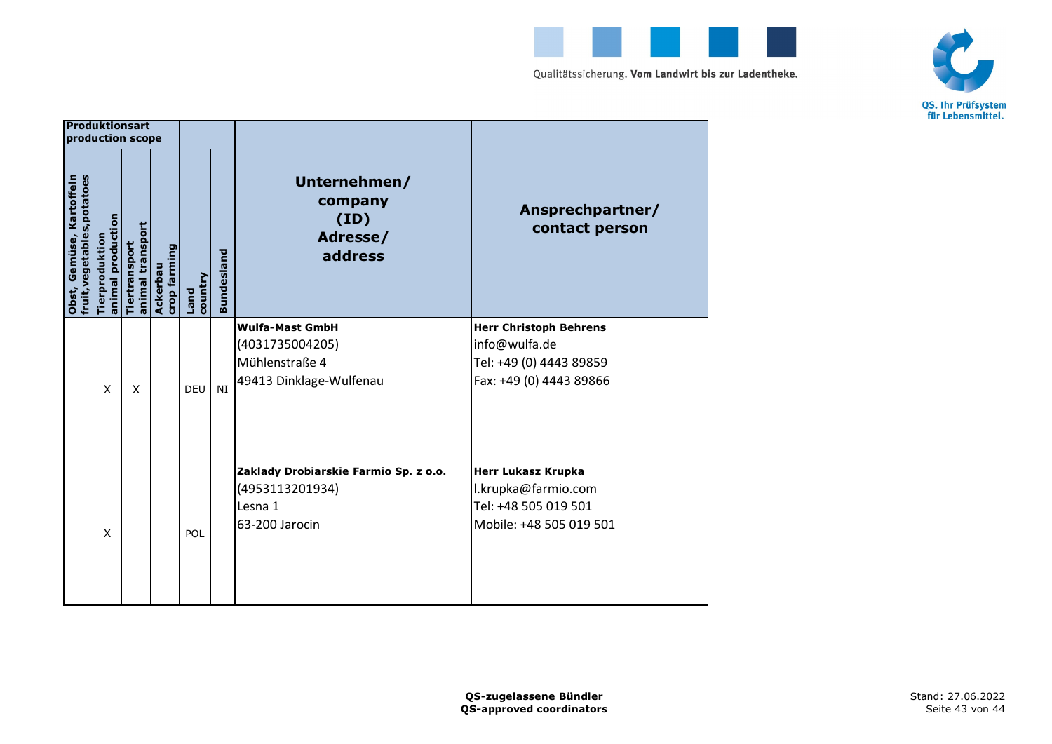| Produktionsart production scope | | | | | | | |
|---|---|---|---|---|---|---|---|
| Obst, Gemüse, Kartoffeln fruit,vegetables,potatoes | Tierproduktion animal production | Tiertransport animal transport | Ackerbau crop farming | Land country | Bundesland | Unternehmen/ company (ID) Adresse/ address | Ansprechpartner/ contact person |
| | X | X | | DEU | NI | **Wulfa-Mast GmbH**<br>(4031735004205)<br>Mühlenstraße 4<br>49413 Dinklage-Wulfenau | **Herr Christoph Behrens**<br>info@wulfa.de<br>Tel: +49 (0) 4443 89859<br>Fax: +49 (0) 4443 89866 |
| | X | | | POL | | **Zaklady Drobiarskie Farmio Sp. z o.o.**<br>(4953113201934)<br>Lesna 1<br>63-200 Jarocin | **Herr Lukasz Krupka**<br>l.krupka@farmio.com<br>Tel: +48 505 019 501<br>Mobile: +48 505 019 501 |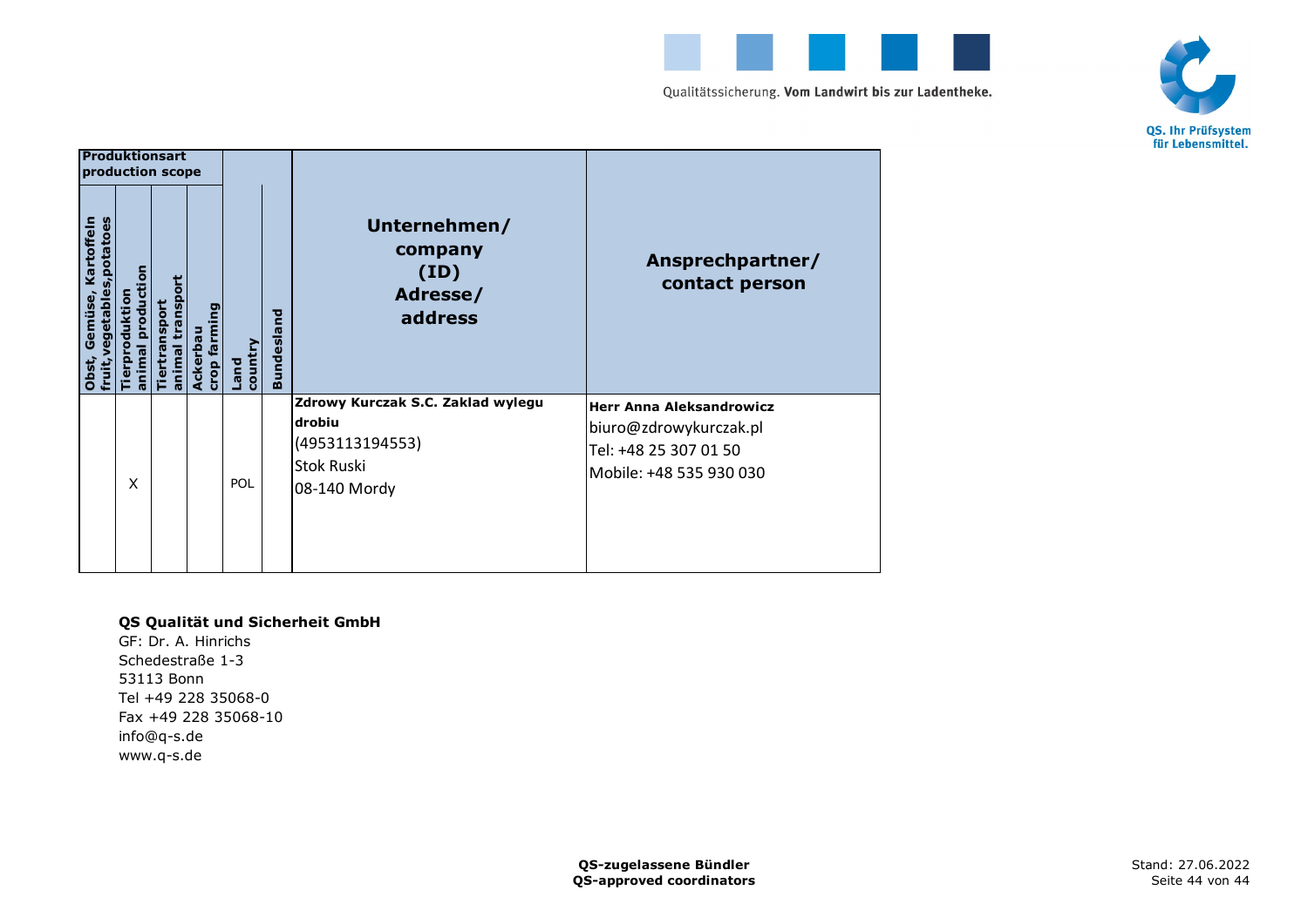| Produktionsart production scope | | | | | | | |
|---|---|---|---|---|---|---|---|
| Obst, Gemüse, Kartoffeln fruit,vegetables,potatoes | Tierproduktion animal production | Tiertransport animal transport | Ackerbau crop farming | Land country | Bundesland | Unternehmen/ company (ID) Adresse/ address | Ansprechpartner/ contact person |
| | X | | | POL | | **Zdrowy Kurczak S.C. Zaklad wylegu drobiu** (4953113194553) Stok Ruski 08-140 Mordy | **Herr Anna Aleksandrowicz** biuro@zdrowykurczak.pl Tel: +48 25 307 01 50 Mobile: +48 535 930 030 |

**QS Qualität und Sicherheit GmbH**
GF: Dr. A. Hinrichs
Schedestraße 1-3
53113 Bonn
Tel +49 228 35068-0
Fax +49 228 35068-10
info@q-s.de
www.q-s.de